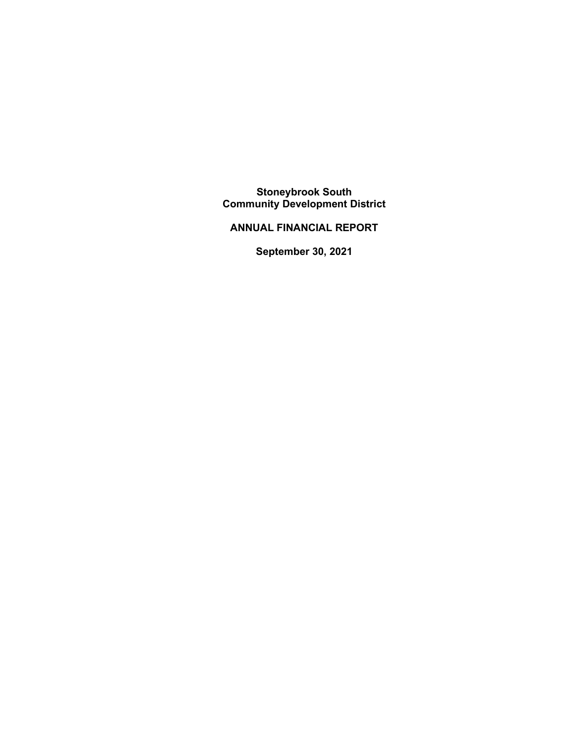# Stoneybrook South Community Development District

## ANNUAL FINANCIAL REPORT

### September 30, 2021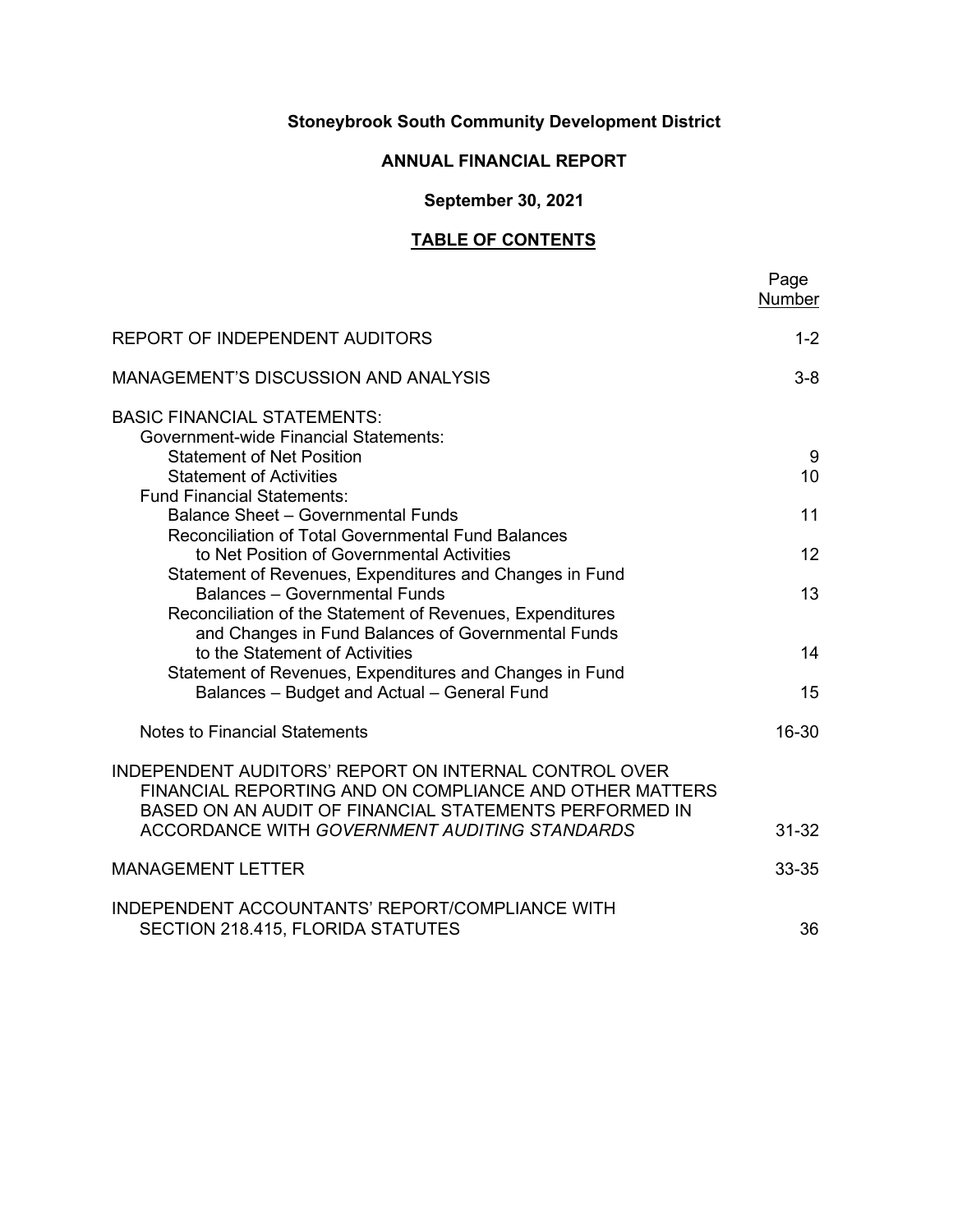# Stoneybrook South Community Development District

## ANNUAL FINANCIAL REPORT

### September 30, 2021

### TABLE OF CONTENTS

| | Page Number |
|---|---|
| REPORT OF INDEPENDENT AUDITORS | 1-2 |
| MANAGEMENT'S DISCUSSION AND ANALYSIS | 3-8 |
| BASIC FINANCIAL STATEMENTS: | |
| Government-wide Financial Statements: | |
| Statement of Net Position | 9 |
| Statement of Activities | 10 |
| Fund Financial Statements: | |
| Balance Sheet – Governmental Funds | 11 |
| Reconciliation of Total Governmental Fund Balances to Net Position of Governmental Activities | 12 |
| Statement of Revenues, Expenditures and Changes in Fund Balances – Governmental Funds | 13 |
| Reconciliation of the Statement of Revenues, Expenditures and Changes in Fund Balances of Governmental Funds to the Statement of Activities | 14 |
| Statement of Revenues, Expenditures and Changes in Fund Balances – Budget and Actual – General Fund | 15 |
| Notes to Financial Statements | 16-30 |
| INDEPENDENT AUDITORS' REPORT ON INTERNAL CONTROL OVER FINANCIAL REPORTING AND ON COMPLIANCE AND OTHER MATTERS BASED ON AN AUDIT OF FINANCIAL STATEMENTS PERFORMED IN ACCORDANCE WITH *GOVERNMENT AUDITING STANDARDS* | 31-32 |
| MANAGEMENT LETTER | 33-35 |
| INDEPENDENT ACCOUNTANTS' REPORT/COMPLIANCE WITH SECTION 218.415, FLORIDA STATUTES | 36 |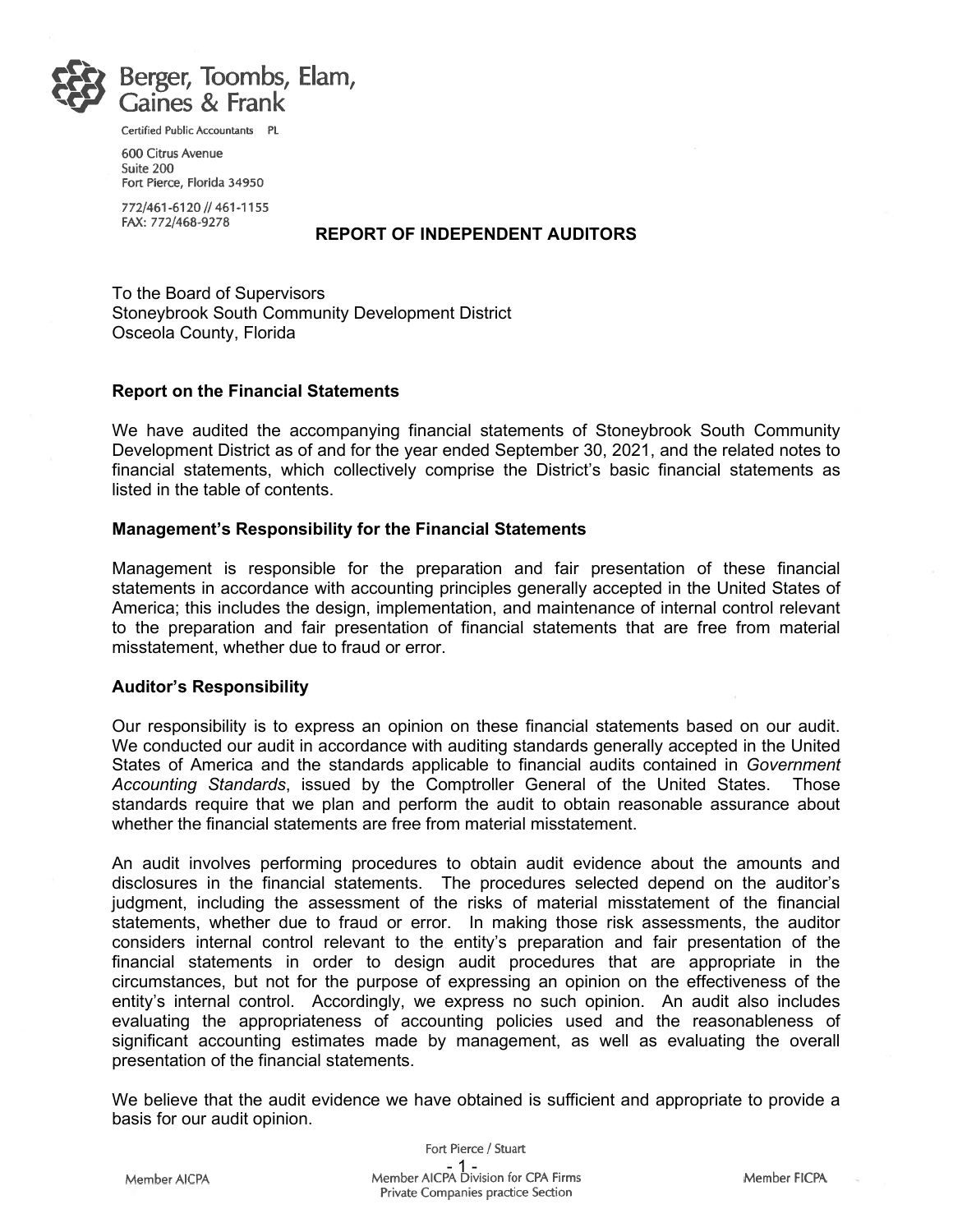Berger, Toombs, Elam, Gaines & Frank

Certified Public Accountants PL

600 Citrus Avenue
Suite 200
Fort Pierce, Florida 34950

772/461-6120 // 461-1155
FAX: 772/468-9278

# REPORT OF INDEPENDENT AUDITORS

To the Board of Supervisors
Stoneybrook South Community Development District
Osceola County, Florida

### Report on the Financial Statements

We have audited the accompanying financial statements of Stoneybrook South Community Development District as of and for the year ended September 30, 2021, and the related notes to financial statements, which collectively comprise the District's basic financial statements as listed in the table of contents.

### Management's Responsibility for the Financial Statements

Management is responsible for the preparation and fair presentation of these financial statements in accordance with accounting principles generally accepted in the United States of America; this includes the design, implementation, and maintenance of internal control relevant to the preparation and fair presentation of financial statements that are free from material misstatement, whether due to fraud or error.

### Auditor's Responsibility

Our responsibility is to express an opinion on these financial statements based on our audit. We conducted our audit in accordance with auditing standards generally accepted in the United States of America and the standards applicable to financial audits contained in *Government Accounting Standards*, issued by the Comptroller General of the United States. Those standards require that we plan and perform the audit to obtain reasonable assurance about whether the financial statements are free from material misstatement.

An audit involves performing procedures to obtain audit evidence about the amounts and disclosures in the financial statements. The procedures selected depend on the auditor's judgment, including the assessment of the risks of material misstatement of the financial statements, whether due to fraud or error. In making those risk assessments, the auditor considers internal control relevant to the entity's preparation and fair presentation of the financial statements in order to design audit procedures that are appropriate in the circumstances, but not for the purpose of expressing an opinion on the effectiveness of the entity's internal control. Accordingly, we express no such opinion. An audit also includes evaluating the appropriateness of accounting policies used and the reasonableness of significant accounting estimates made by management, as well as evaluating the overall presentation of the financial statements.

We believe that the audit evidence we have obtained is sufficient and appropriate to provide a basis for our audit opinion.

Fort Pierce / Stuart

Member AICPA | Member AICPA Division for CPA Firms Private Companies practice Section | Member FICPA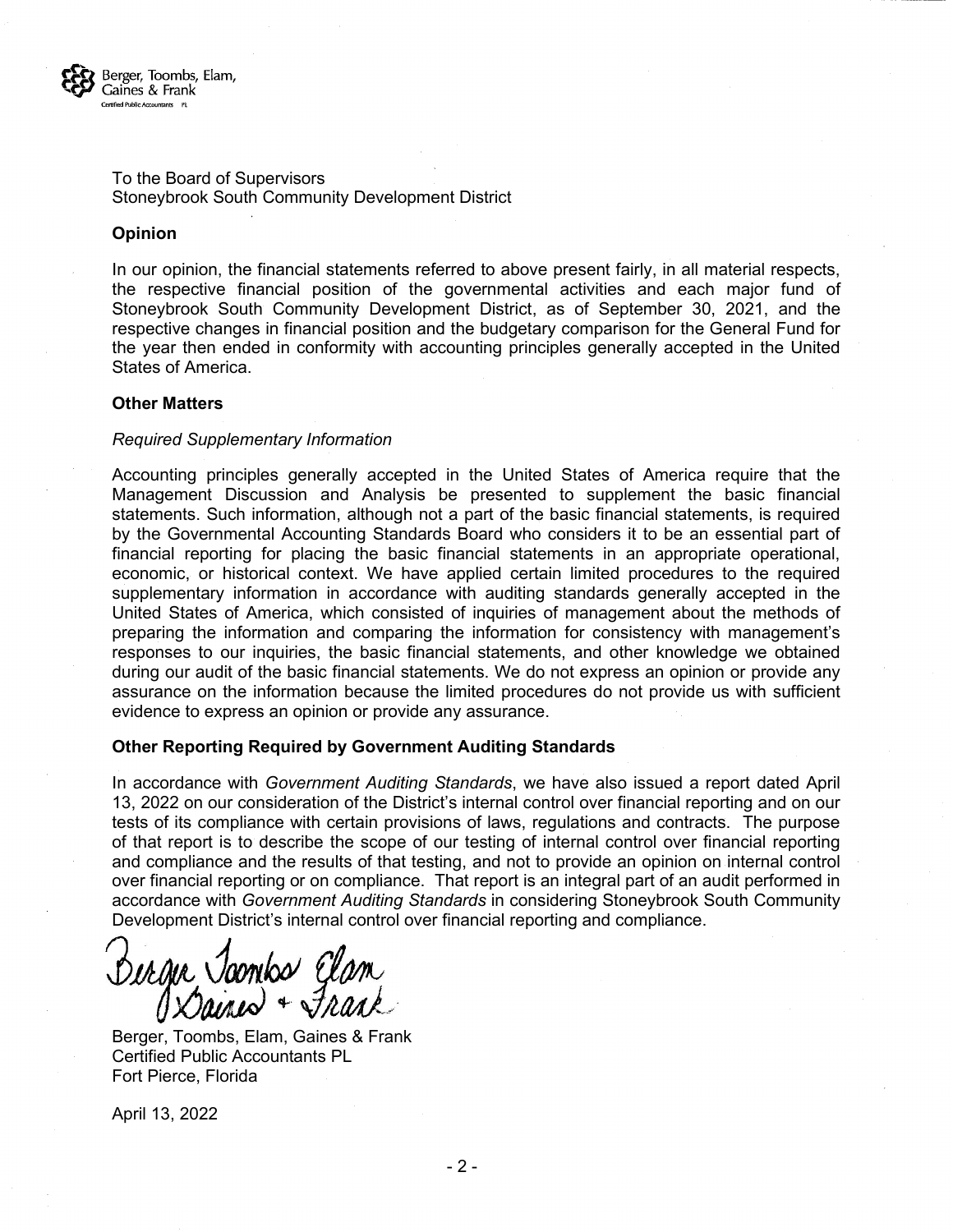Berger, Toombs, Elam, Gaines & Frank
Certified Public Accountants PL

To the Board of Supervisors
Stoneybrook South Community Development District

**Opinion**

In our opinion, the financial statements referred to above present fairly, in all material respects, the respective financial position of the governmental activities and each major fund of Stoneybrook South Community Development District, as of September 30, 2021, and the respective changes in financial position and the budgetary comparison for the General Fund for the year then ended in conformity with accounting principles generally accepted in the United States of America.

**Other Matters**

*Required Supplementary Information*

Accounting principles generally accepted in the United States of America require that the Management Discussion and Analysis be presented to supplement the basic financial statements. Such information, although not a part of the basic financial statements, is required by the Governmental Accounting Standards Board who considers it to be an essential part of financial reporting for placing the basic financial statements in an appropriate operational, economic, or historical context. We have applied certain limited procedures to the required supplementary information in accordance with auditing standards generally accepted in the United States of America, which consisted of inquiries of management about the methods of preparing the information and comparing the information for consistency with management's responses to our inquiries, the basic financial statements, and other knowledge we obtained during our audit of the basic financial statements. We do not express an opinion or provide any assurance on the information because the limited procedures do not provide us with sufficient evidence to express an opinion or provide any assurance.

**Other Reporting Required by Government Auditing Standards**

In accordance with *Government Auditing Standards*, we have also issued a report dated April 13, 2022 on our consideration of the District's internal control over financial reporting and on our tests of its compliance with certain provisions of laws, regulations and contracts. The purpose of that report is to describe the scope of our testing of internal control over financial reporting and compliance and the results of that testing, and not to provide an opinion on internal control over financial reporting or on compliance. That report is an integral part of an audit performed in accordance with *Government Auditing Standards* in considering Stoneybrook South Community Development District's internal control over financial reporting and compliance.

Berger, Toombs, Elam, Gaines & Frank
Certified Public Accountants PL
Fort Pierce, Florida

April 13, 2022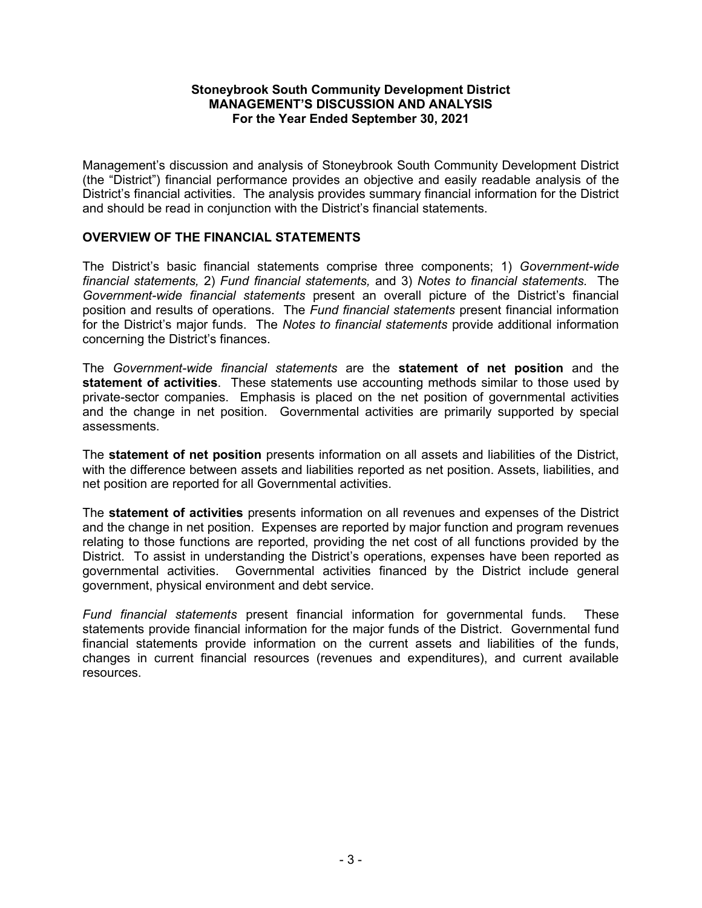**Stoneybrook South Community Development District**
**MANAGEMENT'S DISCUSSION AND ANALYSIS**
**For the Year Ended September 30, 2021**

Management's discussion and analysis of Stoneybrook South Community Development District (the "District") financial performance provides an objective and easily readable analysis of the District's financial activities. The analysis provides summary financial information for the District and should be read in conjunction with the District's financial statements.

## OVERVIEW OF THE FINANCIAL STATEMENTS

The District's basic financial statements comprise three components; 1) *Government-wide financial statements,* 2) *Fund financial statements,* and 3) *Notes to financial statements.* The *Government-wide financial statements* present an overall picture of the District's financial position and results of operations. The *Fund financial statements* present financial information for the District's major funds. The *Notes to financial statements* provide additional information concerning the District's finances.

The *Government-wide financial statements* are the **statement of net position** and the **statement of activities**. These statements use accounting methods similar to those used by private-sector companies. Emphasis is placed on the net position of governmental activities and the change in net position. Governmental activities are primarily supported by special assessments.

The **statement of net position** presents information on all assets and liabilities of the District, with the difference between assets and liabilities reported as net position. Assets, liabilities, and net position are reported for all Governmental activities.

The **statement of activities** presents information on all revenues and expenses of the District and the change in net position. Expenses are reported by major function and program revenues relating to those functions are reported, providing the net cost of all functions provided by the District. To assist in understanding the District's operations, expenses have been reported as governmental activities. Governmental activities financed by the District include general government, physical environment and debt service.

*Fund financial statements* present financial information for governmental funds. These statements provide financial information for the major funds of the District. Governmental fund financial statements provide information on the current assets and liabilities of the funds, changes in current financial resources (revenues and expenditures), and current available resources.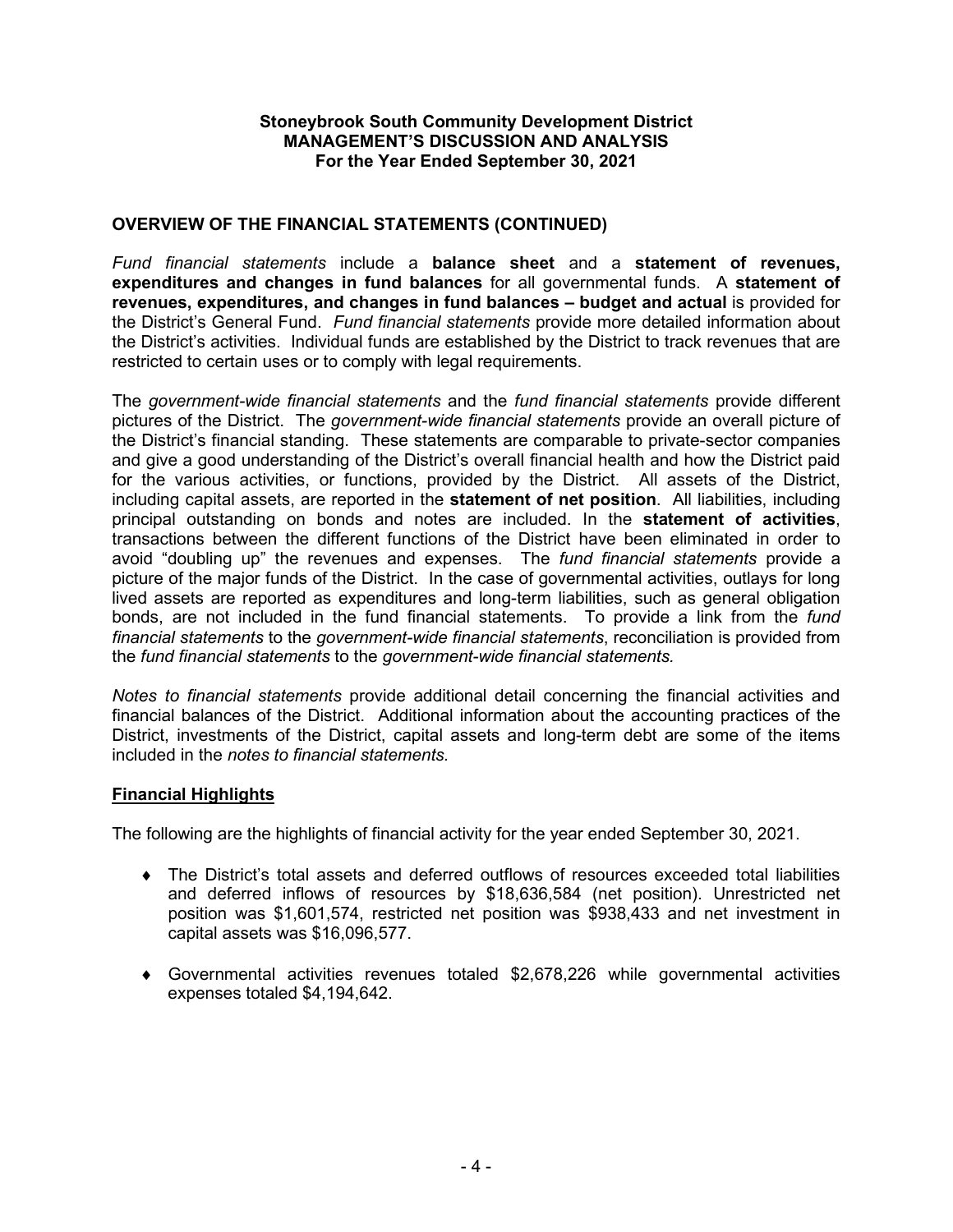**Stoneybrook South Community Development District**
**MANAGEMENT'S DISCUSSION AND ANALYSIS**
**For the Year Ended September 30, 2021**

## OVERVIEW OF THE FINANCIAL STATEMENTS (CONTINUED)

*Fund financial statements* include a **balance sheet** and a **statement of revenues, expenditures and changes in fund balances** for all governmental funds. A **statement of revenues, expenditures, and changes in fund balances – budget and actual** is provided for the District's General Fund. *Fund financial statements* provide more detailed information about the District's activities. Individual funds are established by the District to track revenues that are restricted to certain uses or to comply with legal requirements.

The *government-wide financial statements* and the *fund financial statements* provide different pictures of the District. The *government-wide financial statements* provide an overall picture of the District's financial standing. These statements are comparable to private-sector companies and give a good understanding of the District's overall financial health and how the District paid for the various activities, or functions, provided by the District. All assets of the District, including capital assets, are reported in the **statement of net position**. All liabilities, including principal outstanding on bonds and notes are included. In the **statement of activities**, transactions between the different functions of the District have been eliminated in order to avoid "doubling up" the revenues and expenses. The *fund financial statements* provide a picture of the major funds of the District. In the case of governmental activities, outlays for long lived assets are reported as expenditures and long-term liabilities, such as general obligation bonds, are not included in the fund financial statements. To provide a link from the *fund financial statements* to the *government-wide financial statements*, reconciliation is provided from the *fund financial statements* to the *government-wide financial statements.*

*Notes to financial statements* provide additional detail concerning the financial activities and financial balances of the District. Additional information about the accounting practices of the District, investments of the District, capital assets and long-term debt are some of the items included in the *notes to financial statements.*

### Financial Highlights

The following are the highlights of financial activity for the year ended September 30, 2021.

- The District's total assets and deferred outflows of resources exceeded total liabilities and deferred inflows of resources by $18,636,584 (net position). Unrestricted net position was $1,601,574, restricted net position was $938,433 and net investment in capital assets was $16,096,577.

- Governmental activities revenues totaled $2,678,226 while governmental activities expenses totaled $4,194,642.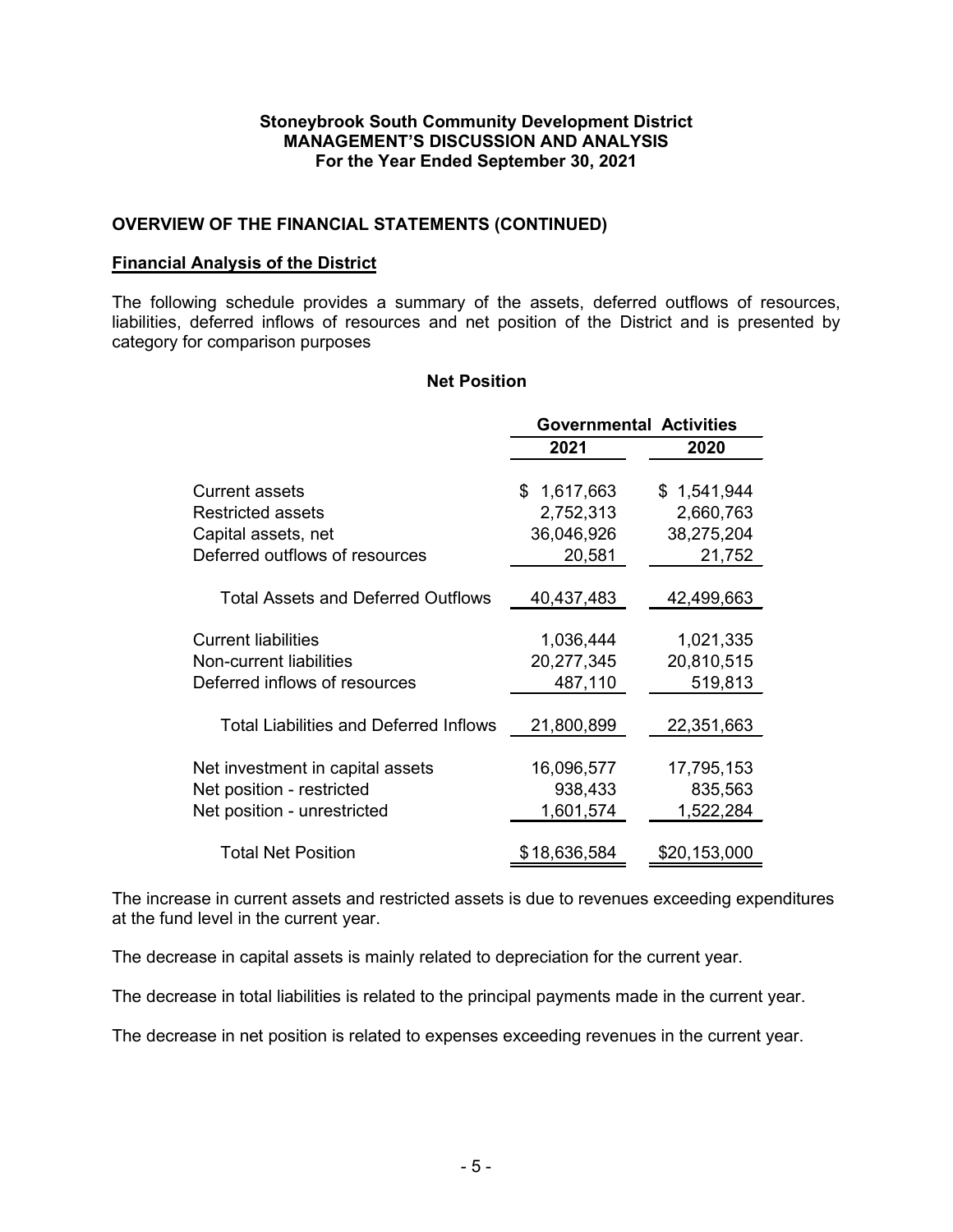**Stoneybrook South Community Development District**
**MANAGEMENT'S DISCUSSION AND ANALYSIS**
**For the Year Ended September 30, 2021**

## OVERVIEW OF THE FINANCIAL STATEMENTS (CONTINUED)

### Financial Analysis of the District

The following schedule provides a summary of the assets, deferred outflows of resources, liabilities, deferred inflows of resources and net position of the District and is presented by category for comparison purposes

**Net Position**

| | Governmental Activities | |
|---|---|---|
| | **2021** | **2020** |
| Current assets | $ 1,617,663 | $ 1,541,944 |
| Restricted assets | 2,752,313 | 2,660,763 |
| Capital assets, net | 36,046,926 | 38,275,204 |
| Deferred outflows of resources | 20,581 | 21,752 |
| Total Assets and Deferred Outflows | 40,437,483 | 42,499,663 |
| Current liabilities | 1,036,444 | 1,021,335 |
| Non-current liabilities | 20,277,345 | 20,810,515 |
| Deferred inflows of resources | 487,110 | 519,813 |
| Total Liabilities and Deferred Inflows | 21,800,899 | 22,351,663 |
| Net investment in capital assets | 16,096,577 | 17,795,153 |
| Net position - restricted | 938,433 | 835,563 |
| Net position - unrestricted | 1,601,574 | 1,522,284 |
| Total Net Position | $18,636,584 | $20,153,000 |

The increase in current assets and restricted assets is due to revenues exceeding expenditures at the fund level in the current year.

The decrease in capital assets is mainly related to depreciation for the current year.

The decrease in total liabilities is related to the principal payments made in the current year.

The decrease in net position is related to expenses exceeding revenues in the current year.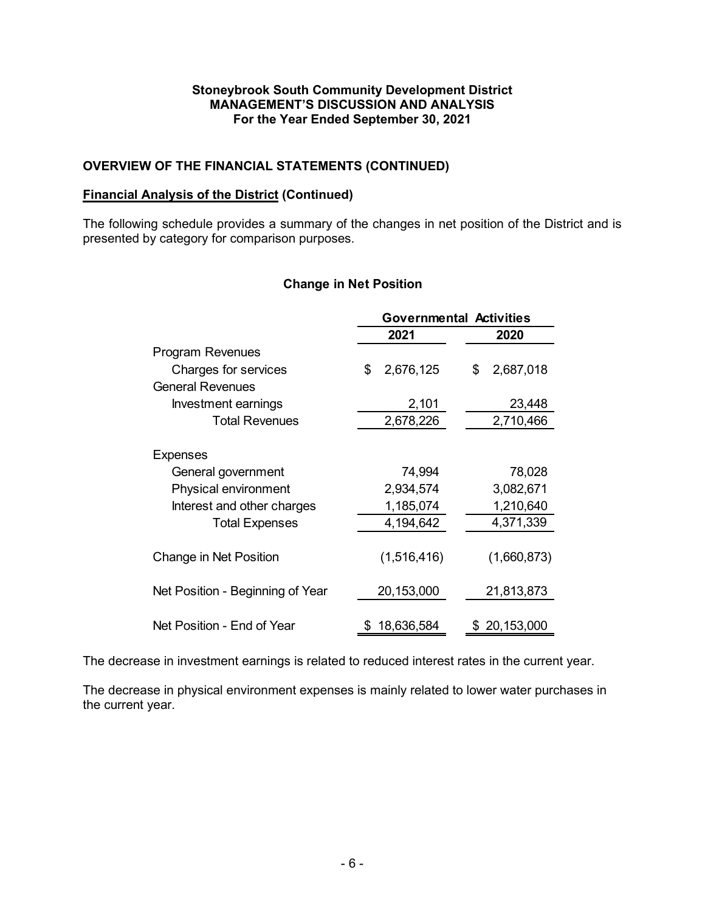## OVERVIEW OF THE FINANCIAL STATEMENTS (CONTINUED)

### Financial Analysis of the District (Continued)

The following schedule provides a summary of the changes in net position of the District and is presented by category for comparison purposes.

**Change in Net Position**

| | Governmental Activities | |
|---|---|---|
| | **2021** | **2020** |
| Program Revenues | | |
| Charges for services | $ 2,676,125 | $ 2,687,018 |
| General Revenues | | |
| Investment earnings | 2,101 | 23,448 |
| Total Revenues | 2,678,226 | 2,710,466 |
| Expenses | | |
| General government | 74,994 | 78,028 |
| Physical environment | 2,934,574 | 3,082,671 |
| Interest and other charges | 1,185,074 | 1,210,640 |
| Total Expenses | 4,194,642 | 4,371,339 |
| Change in Net Position | (1,516,416) | (1,660,873) |
| Net Position - Beginning of Year | 20,153,000 | 21,813,873 |
| Net Position - End of Year | $ 18,636,584 | $ 20,153,000 |

The decrease in investment earnings is related to reduced interest rates in the current year.

The decrease in physical environment expenses is mainly related to lower water purchases in the current year.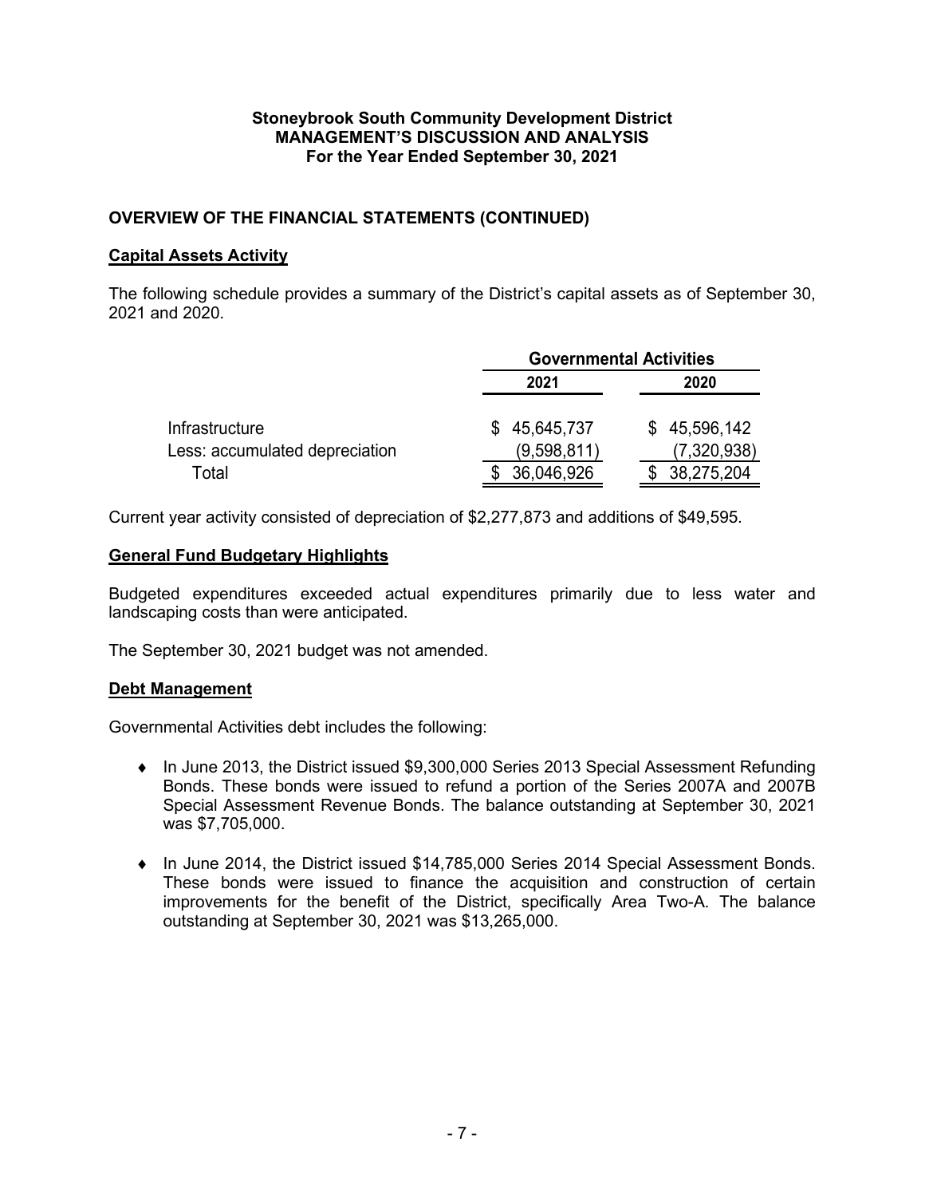**Stoneybrook South Community Development District**
**MANAGEMENT'S DISCUSSION AND ANALYSIS**
**For the Year Ended September 30, 2021**

## OVERVIEW OF THE FINANCIAL STATEMENTS (CONTINUED)

### Capital Assets Activity

The following schedule provides a summary of the District's capital assets as of September 30, 2021 and 2020.

| | Governmental Activities | |
|---|---|---|
| | 2021 | 2020 |
| Infrastructure | $ 45,645,737 | $ 45,596,142 |
| Less: accumulated depreciation | (9,598,811) | (7,320,938) |
| Total | $ 36,046,926 | $ 38,275,204 |

Current year activity consisted of depreciation of $2,277,873 and additions of $49,595.

### General Fund Budgetary Highlights

Budgeted expenditures exceeded actual expenditures primarily due to less water and landscaping costs than were anticipated.

The September 30, 2021 budget was not amended.

### Debt Management

Governmental Activities debt includes the following:

- In June 2013, the District issued $9,300,000 Series 2013 Special Assessment Refunding Bonds. These bonds were issued to refund a portion of the Series 2007A and 2007B Special Assessment Revenue Bonds. The balance outstanding at September 30, 2021 was $7,705,000.
- In June 2014, the District issued $14,785,000 Series 2014 Special Assessment Bonds. These bonds were issued to finance the acquisition and construction of certain improvements for the benefit of the District, specifically Area Two-A. The balance outstanding at September 30, 2021 was $13,265,000.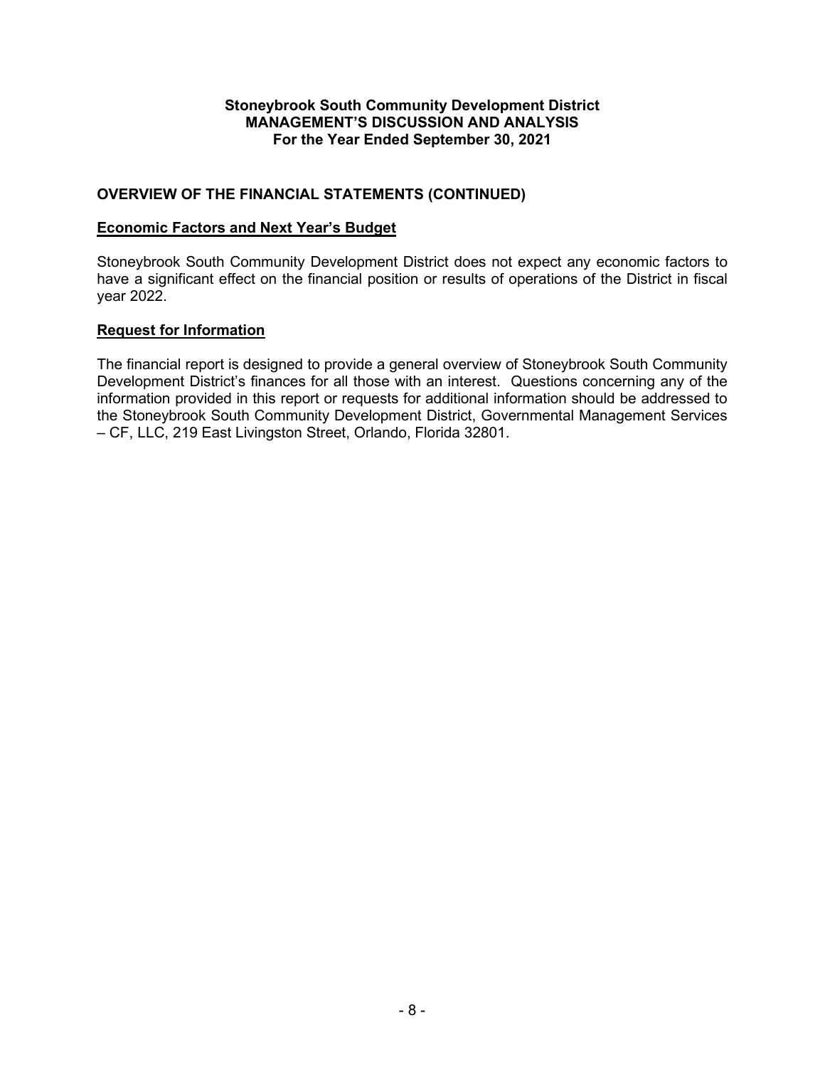## OVERVIEW OF THE FINANCIAL STATEMENTS (CONTINUED)

### Economic Factors and Next Year's Budget

Stoneybrook South Community Development District does not expect any economic factors to have a significant effect on the financial position or results of operations of the District in fiscal year 2022.

### Request for Information

The financial report is designed to provide a general overview of Stoneybrook South Community Development District's finances for all those with an interest. Questions concerning any of the information provided in this report or requests for additional information should be addressed to the Stoneybrook South Community Development District, Governmental Management Services – CF, LLC, 219 East Livingston Street, Orlando, Florida 32801.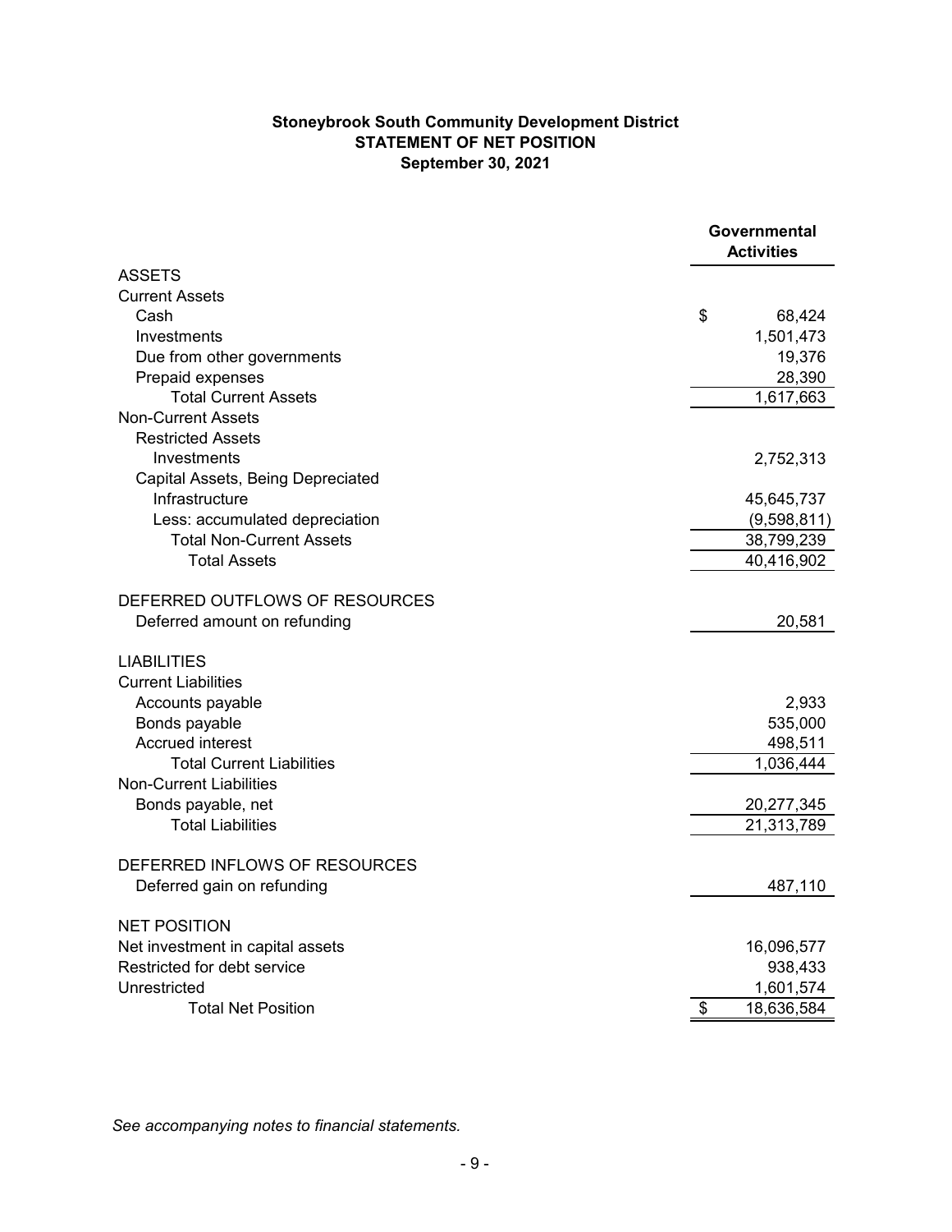**Stoneybrook South Community Development District**
**STATEMENT OF NET POSITION**
**September 30, 2021**

| | Governmental Activities |
|---|---|
| ASSETS | |
| Current Assets | |
| Cash | $ 68,424 |
| Investments | 1,501,473 |
| Due from other governments | 19,376 |
| Prepaid expenses | 28,390 |
| Total Current Assets | 1,617,663 |
| Non-Current Assets | |
| Restricted Assets | |
| Investments | 2,752,313 |
| Capital Assets, Being Depreciated | |
| Infrastructure | 45,645,737 |
| Less: accumulated depreciation | (9,598,811) |
| Total Non-Current Assets | 38,799,239 |
| Total Assets | 40,416,902 |
| DEFERRED OUTFLOWS OF RESOURCES | |
| Deferred amount on refunding | 20,581 |
| LIABILITIES | |
| Current Liabilities | |
| Accounts payable | 2,933 |
| Bonds payable | 535,000 |
| Accrued interest | 498,511 |
| Total Current Liabilities | 1,036,444 |
| Non-Current Liabilities | |
| Bonds payable, net | 20,277,345 |
| Total Liabilities | 21,313,789 |
| DEFERRED INFLOWS OF RESOURCES | |
| Deferred gain on refunding | 487,110 |
| NET POSITION | |
| Net investment in capital assets | 16,096,577 |
| Restricted for debt service | 938,433 |
| Unrestricted | 1,601,574 |
| Total Net Position | $ 18,636,584 |

*See accompanying notes to financial statements.*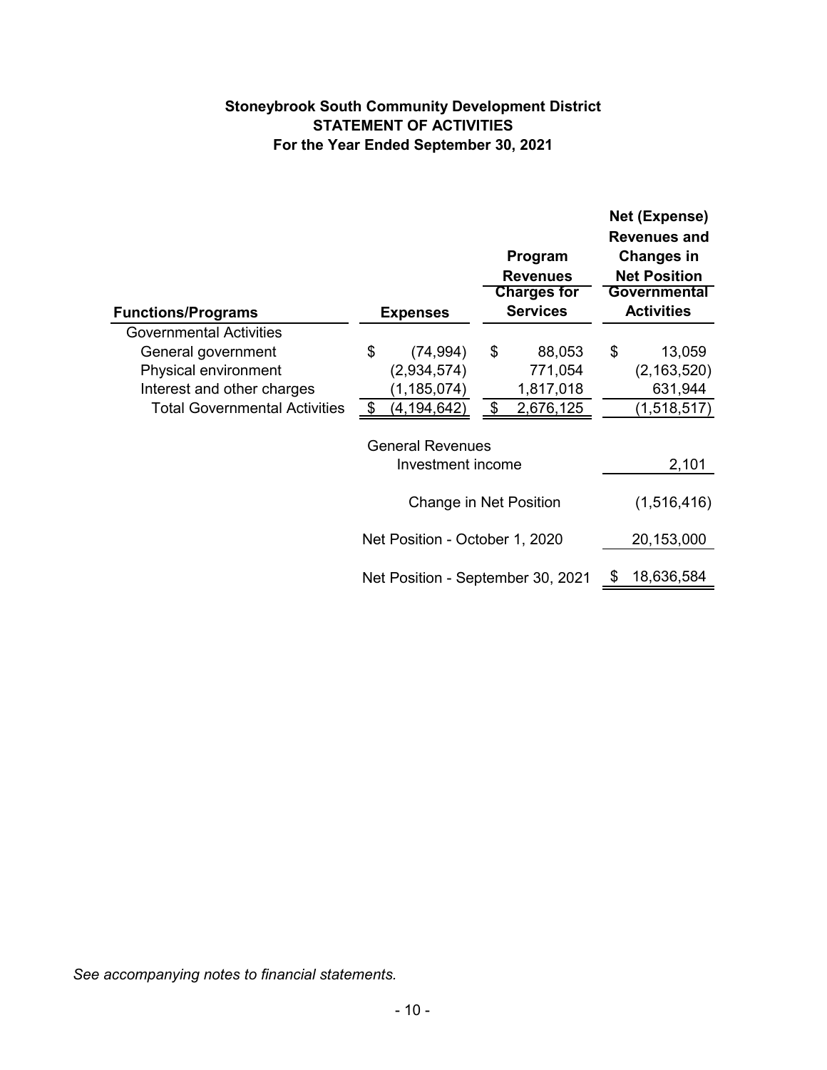**Stoneybrook South Community Development District**
**STATEMENT OF ACTIVITIES**
**For the Year Ended September 30, 2021**

| Functions/Programs | Expenses | Program Revenues<br>Charges for Services | Net (Expense) Revenues and Changes in Net Position<br>Governmental Activities |
|---|---|---|---|
| Governmental Activities | | | |
| General government | $ (74,994) | $ 88,053 | $ 13,059 |
| Physical environment | (2,934,574) | 771,054 | (2,163,520) |
| Interest and other charges | (1,185,074) | 1,817,018 | 631,944 |
| Total Governmental Activities | $ (4,194,642) | $ 2,676,125 | (1,518,517) |
| | General Revenues | | |
| | Investment income | | 2,101 |
| | Change in Net Position | | (1,516,416) |
| | Net Position - October 1, 2020 | | 20,153,000 |
| | Net Position - September 30, 2021 | | $ 18,636,584 |

*See accompanying notes to financial statements.*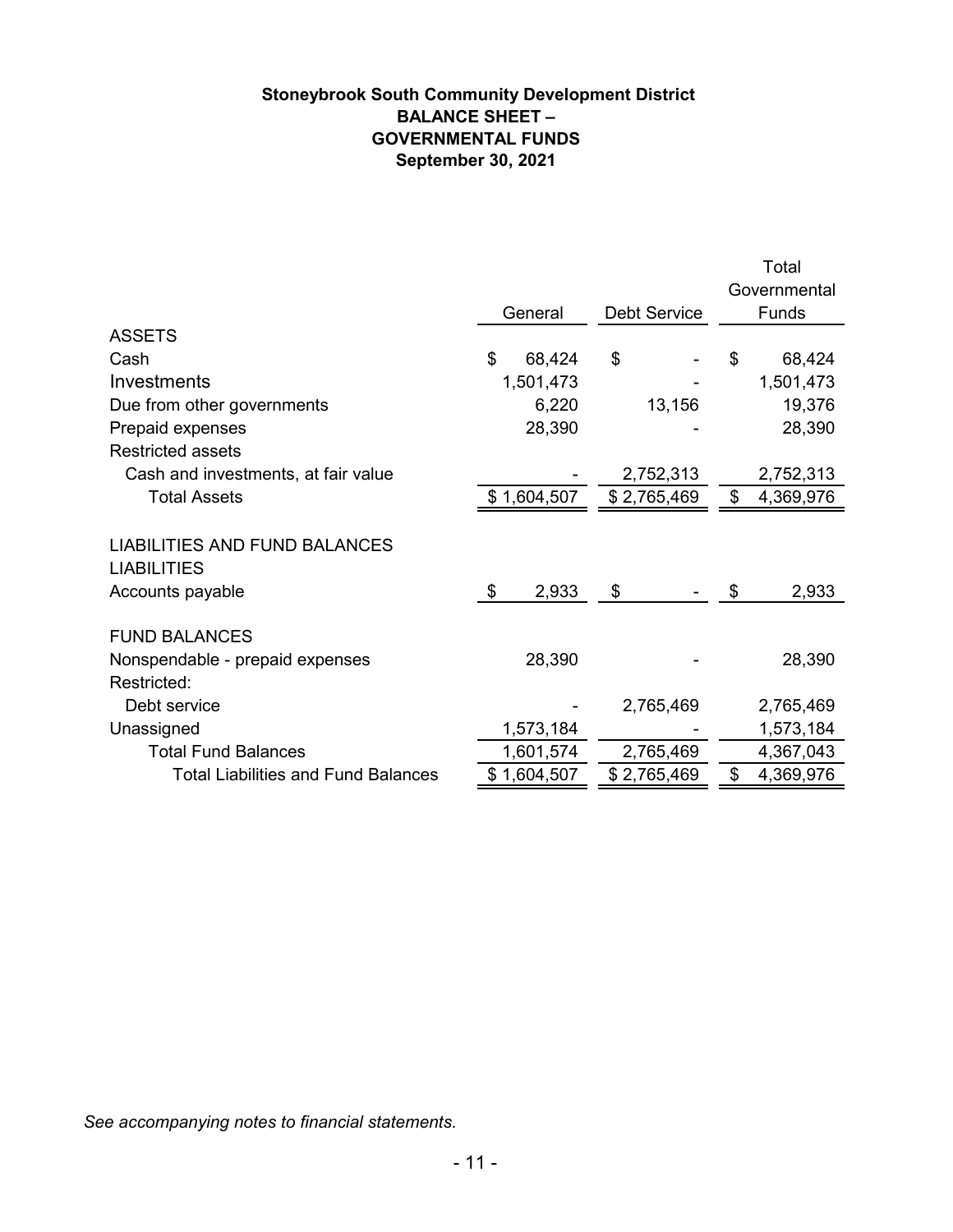**Stoneybrook South Community Development District**
**BALANCE SHEET –**
**GOVERNMENTAL FUNDS**
**September 30, 2021**

| | General | Debt Service | Total Governmental Funds |
|---|---|---|---|
| **ASSETS** | | | |
| Cash | $ 68,424 | $ - | $ 68,424 |
| Investments | 1,501,473 | - | 1,501,473 |
| Due from other governments | 6,220 | 13,156 | 19,376 |
| Prepaid expenses | 28,390 | - | 28,390 |
| Restricted assets | | | |
| Cash and investments, at fair value | - | 2,752,313 | 2,752,313 |
| Total Assets | $ 1,604,507 | $ 2,765,469 | $ 4,369,976 |
| **LIABILITIES AND FUND BALANCES** | | | |
| **LIABILITIES** | | | |
| Accounts payable | $ 2,933 | $ - | $ 2,933 |
| **FUND BALANCES** | | | |
| Nonspendable - prepaid expenses | 28,390 | - | 28,390 |
| Restricted: | | | |
| Debt service | - | 2,765,469 | 2,765,469 |
| Unassigned | 1,573,184 | - | 1,573,184 |
| Total Fund Balances | 1,601,574 | 2,765,469 | 4,367,043 |
| Total Liabilities and Fund Balances | $ 1,604,507 | $ 2,765,469 | $ 4,369,976 |

*See accompanying notes to financial statements.*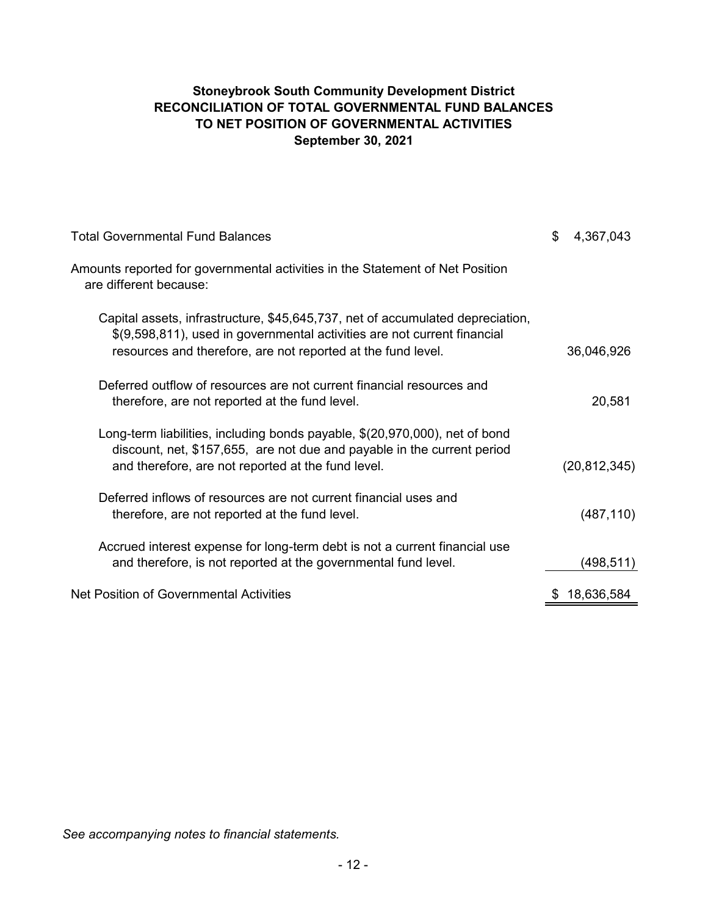# Stoneybrook South Community Development District
## RECONCILIATION OF TOTAL GOVERNMENTAL FUND BALANCES TO NET POSITION OF GOVERNMENTAL ACTIVITIES
### September 30, 2021

| | |
|---|---:|
| Total Governmental Fund Balances | $ 4,367,043 |
| Amounts reported for governmental activities in the Statement of Net Position are different because: | |
| Capital assets, infrastructure, $45,645,737, net of accumulated depreciation, $(9,598,811), used in governmental activities are not current financial resources and therefore, are not reported at the fund level. | 36,046,926 |
| Deferred outflow of resources are not current financial resources and therefore, are not reported at the fund level. | 20,581 |
| Long-term liabilities, including bonds payable, $(20,970,000), net of bond discount, net, $157,655, are not due and payable in the current period and therefore, are not reported at the fund level. | (20,812,345) |
| Deferred inflows of resources are not current financial uses and therefore, are not reported at the fund level. | (487,110) |
| Accrued interest expense for long-term debt is not a current financial use and therefore, is not reported at the governmental fund level. | (498,511) |
| Net Position of Governmental Activities | $ 18,636,584 |

*See accompanying notes to financial statements.*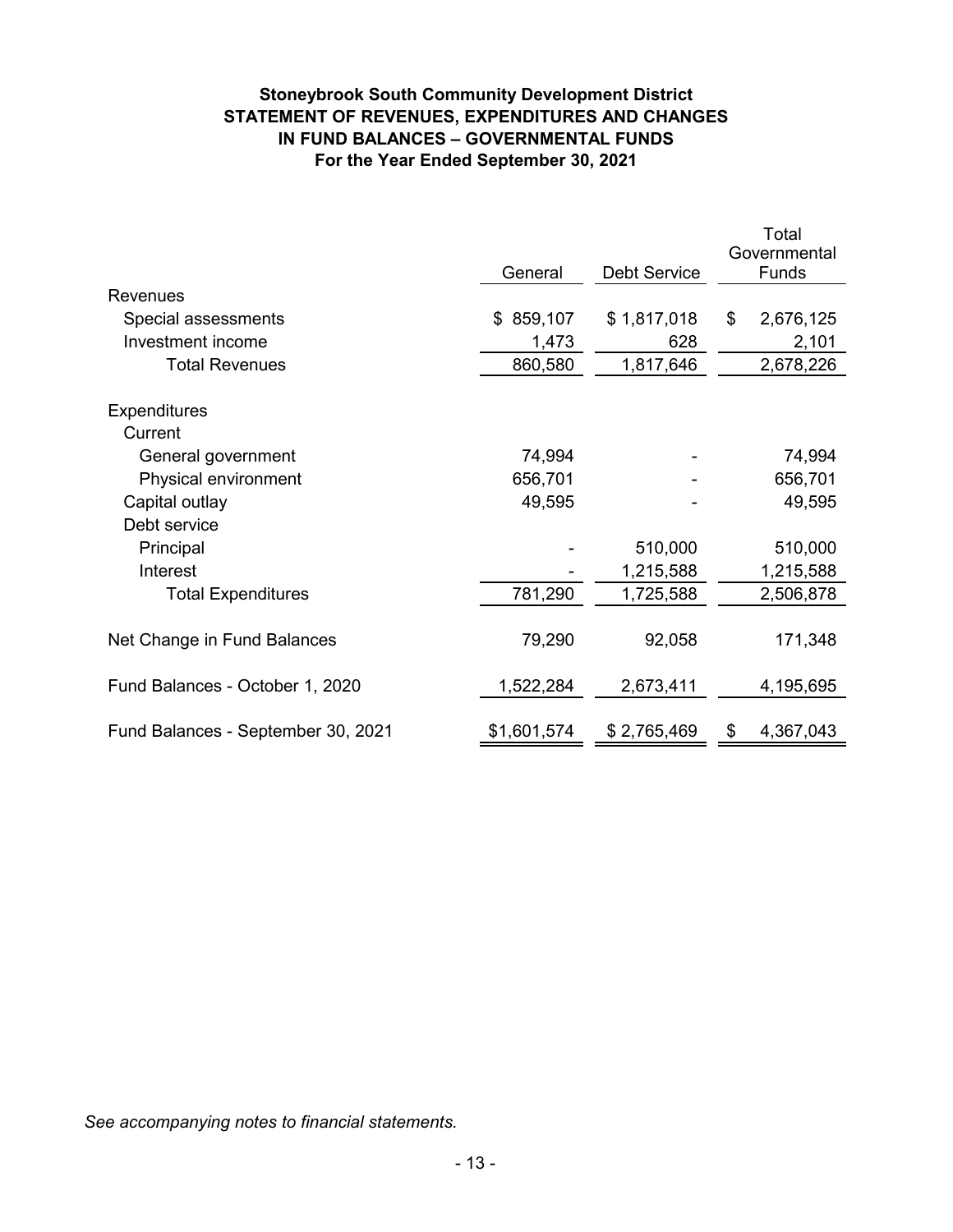**Stoneybrook South Community Development District**
**STATEMENT OF REVENUES, EXPENDITURES AND CHANGES IN FUND BALANCES – GOVERNMENTAL FUNDS**
**For the Year Ended September 30, 2021**

| | General | Debt Service | Total Governmental Funds |
|---|---|---|---|
| Revenues | | | |
| Special assessments | $ 859,107 | $ 1,817,018 | $ 2,676,125 |
| Investment income | 1,473 | 628 | 2,101 |
| Total Revenues | 860,580 | 1,817,646 | 2,678,226 |
| | | | |
| Expenditures | | | |
| Current | | | |
| General government | 74,994 | - | 74,994 |
| Physical environment | 656,701 | - | 656,701 |
| Capital outlay | 49,595 | - | 49,595 |
| Debt service | | | |
| Principal | - | 510,000 | 510,000 |
| Interest | - | 1,215,588 | 1,215,588 |
| Total Expenditures | 781,290 | 1,725,588 | 2,506,878 |
| | | | |
| Net Change in Fund Balances | 79,290 | 92,058 | 171,348 |
| | | | |
| Fund Balances - October 1, 2020 | 1,522,284 | 2,673,411 | 4,195,695 |
| | | | |
| Fund Balances - September 30, 2021 | $1,601,574 | $ 2,765,469 | $ 4,367,043 |

*See accompanying notes to financial statements.*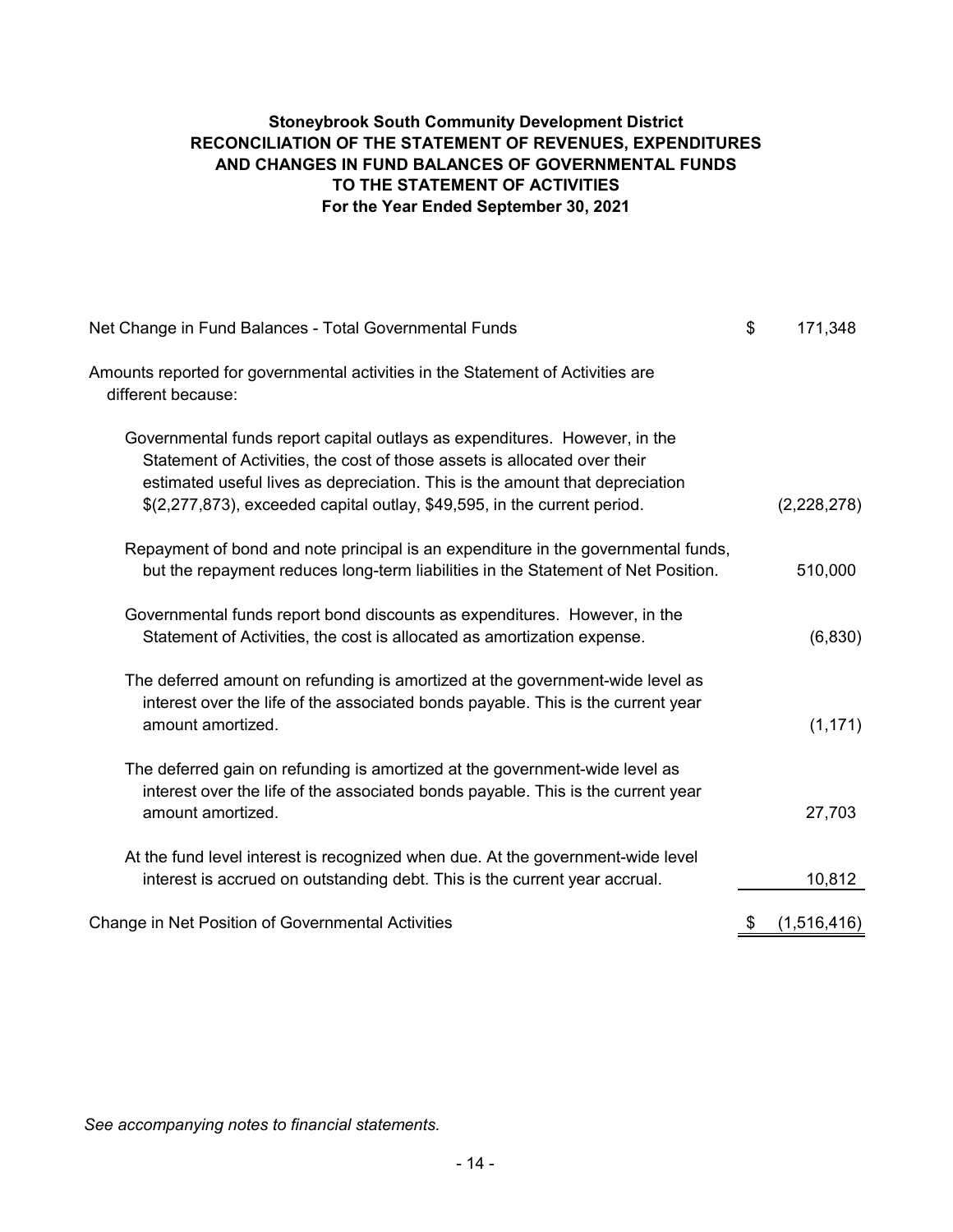# Stoneybrook South Community Development District
## RECONCILIATION OF THE STATEMENT OF REVENUES, EXPENDITURES AND CHANGES IN FUND BALANCES OF GOVERNMENTAL FUNDS TO THE STATEMENT OF ACTIVITIES
### For the Year Ended September 30, 2021

| | |
|---|---|
| Net Change in Fund Balances - Total Governmental Funds | $ 171,348 |
| Amounts reported for governmental activities in the Statement of Activities are different because: | |
| Governmental funds report capital outlays as expenditures. However, in the Statement of Activities, the cost of those assets is allocated over their estimated useful lives as depreciation. This is the amount that depreciation $(2,277,873), exceeded capital outlay, $49,595, in the current period. | (2,228,278) |
| Repayment of bond and note principal is an expenditure in the governmental funds, but the repayment reduces long-term liabilities in the Statement of Net Position. | 510,000 |
| Governmental funds report bond discounts as expenditures. However, in the Statement of Activities, the cost is allocated as amortization expense. | (6,830) |
| The deferred amount on refunding is amortized at the government-wide level as interest over the life of the associated bonds payable. This is the current year amount amortized. | (1,171) |
| The deferred gain on refunding is amortized at the government-wide level as interest over the life of the associated bonds payable. This is the current year amount amortized. | 27,703 |
| At the fund level interest is recognized when due. At the government-wide level interest is accrued on outstanding debt. This is the current year accrual. | 10,812 |
| Change in Net Position of Governmental Activities | $ (1,516,416) |

*See accompanying notes to financial statements.*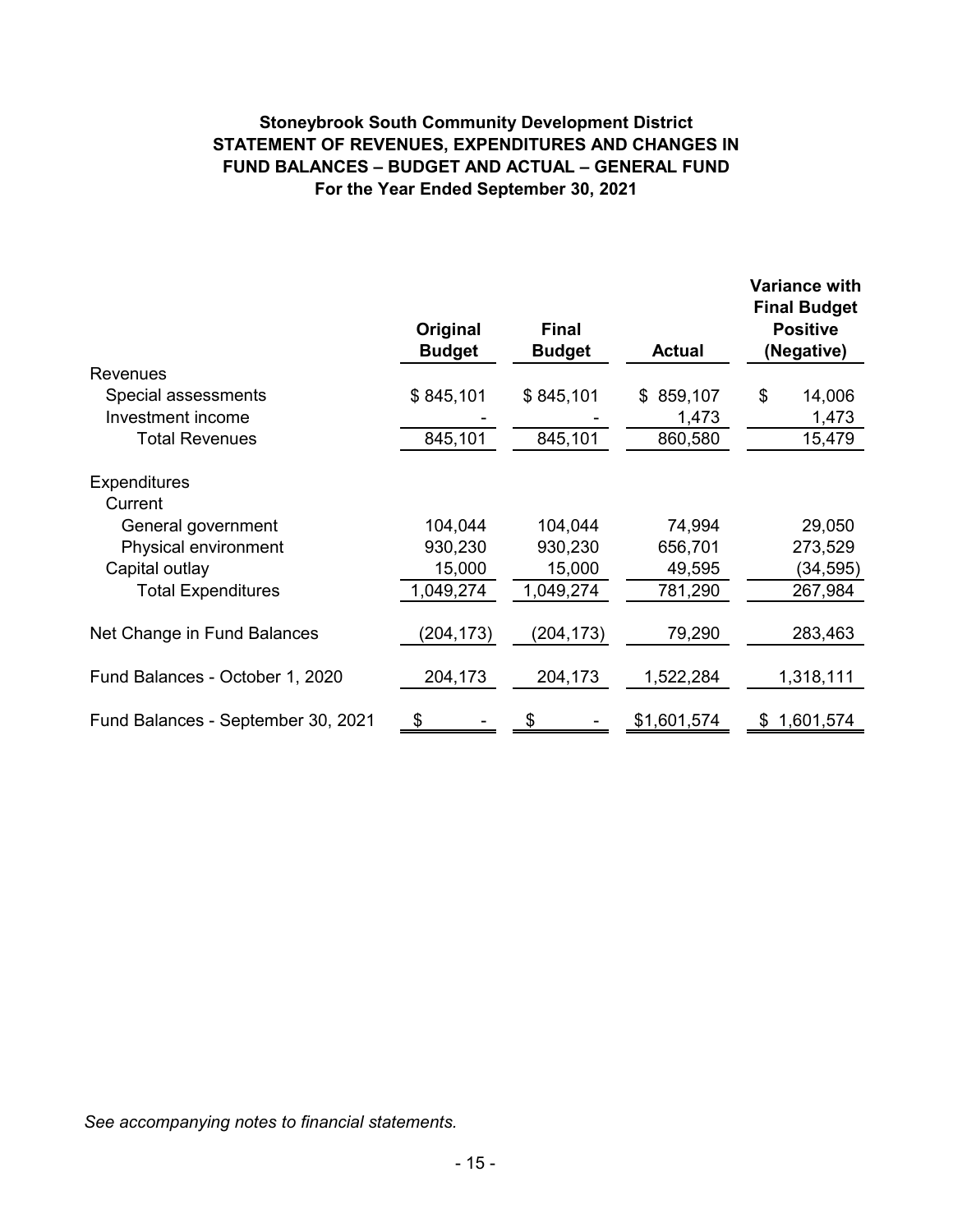**Stoneybrook South Community Development District**
**STATEMENT OF REVENUES, EXPENDITURES AND CHANGES IN FUND BALANCES – BUDGET AND ACTUAL – GENERAL FUND**
**For the Year Ended September 30, 2021**

| | Original Budget | Final Budget | Actual | Variance with Final Budget Positive (Negative) |
|---|---|---|---|---|
| Revenues | | | | |
| Special assessments | $ 845,101 | $ 845,101 | $ 859,107 | $ 14,006 |
| Investment income | - | - | 1,473 | 1,473 |
| Total Revenues | 845,101 | 845,101 | 860,580 | 15,479 |
| Expenditures | | | | |
| Current | | | | |
| General government | 104,044 | 104,044 | 74,994 | 29,050 |
| Physical environment | 930,230 | 930,230 | 656,701 | 273,529 |
| Capital outlay | 15,000 | 15,000 | 49,595 | (34,595) |
| Total Expenditures | 1,049,274 | 1,049,274 | 781,290 | 267,984 |
| Net Change in Fund Balances | (204,173) | (204,173) | 79,290 | 283,463 |
| Fund Balances - October 1, 2020 | 204,173 | 204,173 | 1,522,284 | 1,318,111 |
| Fund Balances - September 30, 2021 | $ - | $ - | $1,601,574 | $ 1,601,574 |

*See accompanying notes to financial statements.*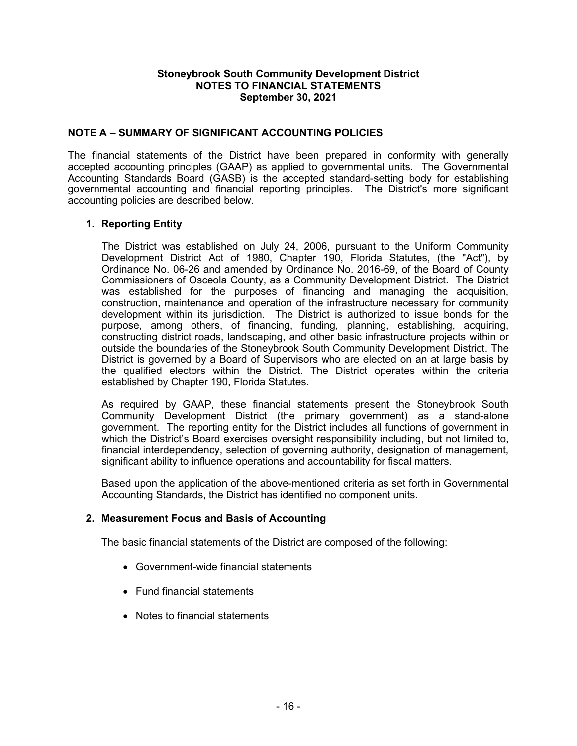**Stoneybrook South Community Development District**
**NOTES TO FINANCIAL STATEMENTS**
**September 30, 2021**

## NOTE A – SUMMARY OF SIGNIFICANT ACCOUNTING POLICIES

The financial statements of the District have been prepared in conformity with generally accepted accounting principles (GAAP) as applied to governmental units. The Governmental Accounting Standards Board (GASB) is the accepted standard-setting body for establishing governmental accounting and financial reporting principles. The District's more significant accounting policies are described below.

### 1. Reporting Entity

The District was established on July 24, 2006, pursuant to the Uniform Community Development District Act of 1980, Chapter 190, Florida Statutes, (the "Act"), by Ordinance No. 06-26 and amended by Ordinance No. 2016-69, of the Board of County Commissioners of Osceola County, as a Community Development District. The District was established for the purposes of financing and managing the acquisition, construction, maintenance and operation of the infrastructure necessary for community development within its jurisdiction. The District is authorized to issue bonds for the purpose, among others, of financing, funding, planning, establishing, acquiring, constructing district roads, landscaping, and other basic infrastructure projects within or outside the boundaries of the Stoneybrook South Community Development District. The District is governed by a Board of Supervisors who are elected on an at large basis by the qualified electors within the District. The District operates within the criteria established by Chapter 190, Florida Statutes.

As required by GAAP, these financial statements present the Stoneybrook South Community Development District (the primary government) as a stand-alone government. The reporting entity for the District includes all functions of government in which the District's Board exercises oversight responsibility including, but not limited to, financial interdependency, selection of governing authority, designation of management, significant ability to influence operations and accountability for fiscal matters.

Based upon the application of the above-mentioned criteria as set forth in Governmental Accounting Standards, the District has identified no component units.

### 2. Measurement Focus and Basis of Accounting

The basic financial statements of the District are composed of the following:

- Government-wide financial statements
- Fund financial statements
- Notes to financial statements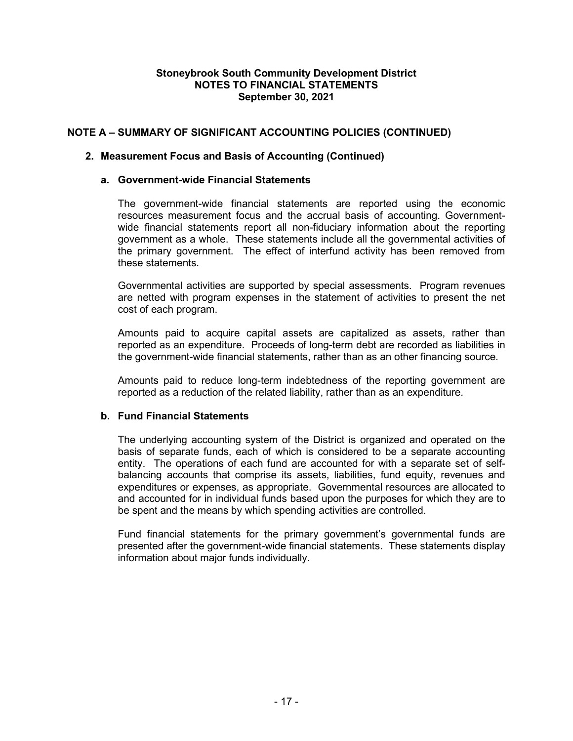## NOTE A – SUMMARY OF SIGNIFICANT ACCOUNTING POLICIES (CONTINUED)

### 2. Measurement Focus and Basis of Accounting (Continued)

#### a. Government-wide Financial Statements

The government-wide financial statements are reported using the economic resources measurement focus and the accrual basis of accounting. Government-wide financial statements report all non-fiduciary information about the reporting government as a whole. These statements include all the governmental activities of the primary government. The effect of interfund activity has been removed from these statements.

Governmental activities are supported by special assessments. Program revenues are netted with program expenses in the statement of activities to present the net cost of each program.

Amounts paid to acquire capital assets are capitalized as assets, rather than reported as an expenditure. Proceeds of long-term debt are recorded as liabilities in the government-wide financial statements, rather than as an other financing source.

Amounts paid to reduce long-term indebtedness of the reporting government are reported as a reduction of the related liability, rather than as an expenditure.

#### b. Fund Financial Statements

The underlying accounting system of the District is organized and operated on the basis of separate funds, each of which is considered to be a separate accounting entity. The operations of each fund are accounted for with a separate set of self-balancing accounts that comprise its assets, liabilities, fund equity, revenues and expenditures or expenses, as appropriate. Governmental resources are allocated to and accounted for in individual funds based upon the purposes for which they are to be spent and the means by which spending activities are controlled.

Fund financial statements for the primary government's governmental funds are presented after the government-wide financial statements. These statements display information about major funds individually.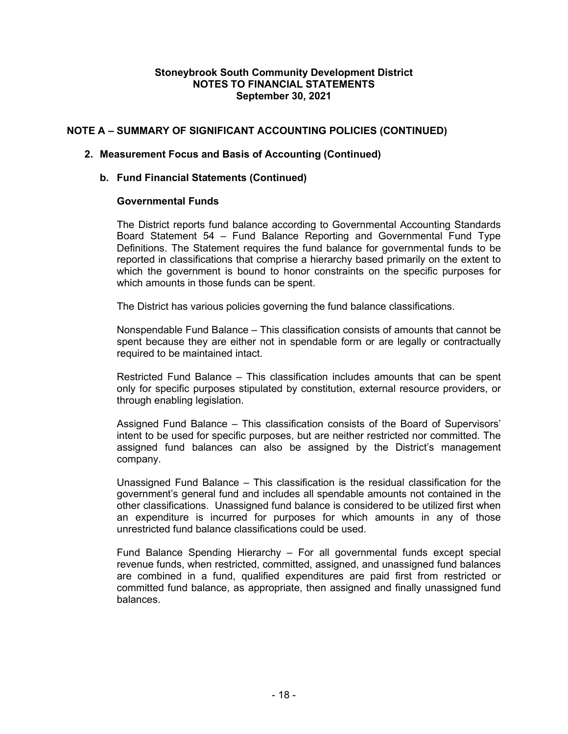## NOTE A – SUMMARY OF SIGNIFICANT ACCOUNTING POLICIES (CONTINUED)

### 2. Measurement Focus and Basis of Accounting (Continued)

#### b. Fund Financial Statements (Continued)

**Governmental Funds**

The District reports fund balance according to Governmental Accounting Standards Board Statement 54 – Fund Balance Reporting and Governmental Fund Type Definitions. The Statement requires the fund balance for governmental funds to be reported in classifications that comprise a hierarchy based primarily on the extent to which the government is bound to honor constraints on the specific purposes for which amounts in those funds can be spent.

The District has various policies governing the fund balance classifications.

Nonspendable Fund Balance – This classification consists of amounts that cannot be spent because they are either not in spendable form or are legally or contractually required to be maintained intact.

Restricted Fund Balance – This classification includes amounts that can be spent only for specific purposes stipulated by constitution, external resource providers, or through enabling legislation.

Assigned Fund Balance – This classification consists of the Board of Supervisors' intent to be used for specific purposes, but are neither restricted nor committed. The assigned fund balances can also be assigned by the District's management company.

Unassigned Fund Balance – This classification is the residual classification for the government's general fund and includes all spendable amounts not contained in the other classifications. Unassigned fund balance is considered to be utilized first when an expenditure is incurred for purposes for which amounts in any of those unrestricted fund balance classifications could be used.

Fund Balance Spending Hierarchy – For all governmental funds except special revenue funds, when restricted, committed, assigned, and unassigned fund balances are combined in a fund, qualified expenditures are paid first from restricted or committed fund balance, as appropriate, then assigned and finally unassigned fund balances.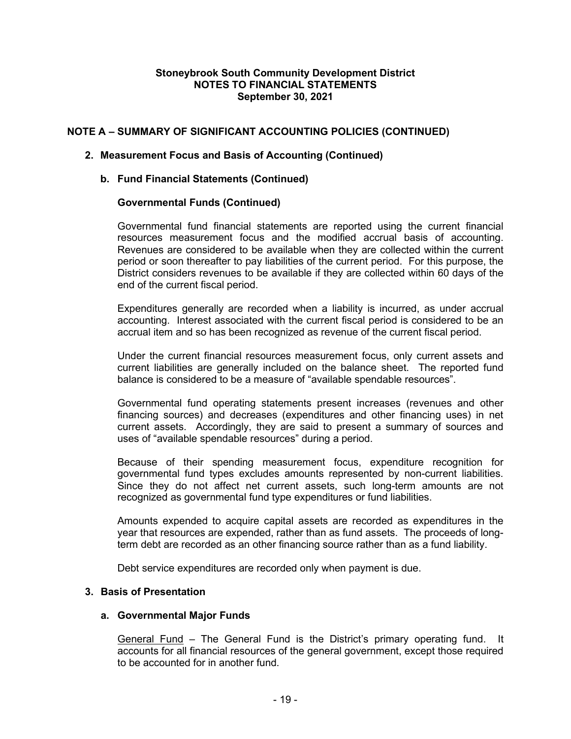## NOTE A – SUMMARY OF SIGNIFICANT ACCOUNTING POLICIES (CONTINUED)

### 2. Measurement Focus and Basis of Accounting (Continued)

#### b. Fund Financial Statements (Continued)

**Governmental Funds (Continued)**

Governmental fund financial statements are reported using the current financial resources measurement focus and the modified accrual basis of accounting. Revenues are considered to be available when they are collected within the current period or soon thereafter to pay liabilities of the current period. For this purpose, the District considers revenues to be available if they are collected within 60 days of the end of the current fiscal period.

Expenditures generally are recorded when a liability is incurred, as under accrual accounting. Interest associated with the current fiscal period is considered to be an accrual item and so has been recognized as revenue of the current fiscal period.

Under the current financial resources measurement focus, only current assets and current liabilities are generally included on the balance sheet. The reported fund balance is considered to be a measure of "available spendable resources".

Governmental fund operating statements present increases (revenues and other financing sources) and decreases (expenditures and other financing uses) in net current assets. Accordingly, they are said to present a summary of sources and uses of "available spendable resources" during a period.

Because of their spending measurement focus, expenditure recognition for governmental fund types excludes amounts represented by non-current liabilities. Since they do not affect net current assets, such long-term amounts are not recognized as governmental fund type expenditures or fund liabilities.

Amounts expended to acquire capital assets are recorded as expenditures in the year that resources are expended, rather than as fund assets. The proceeds of long-term debt are recorded as an other financing source rather than as a fund liability.

Debt service expenditures are recorded only when payment is due.

### 3. Basis of Presentation

#### a. Governmental Major Funds

General Fund – The General Fund is the District's primary operating fund. It accounts for all financial resources of the general government, except those required to be accounted for in another fund.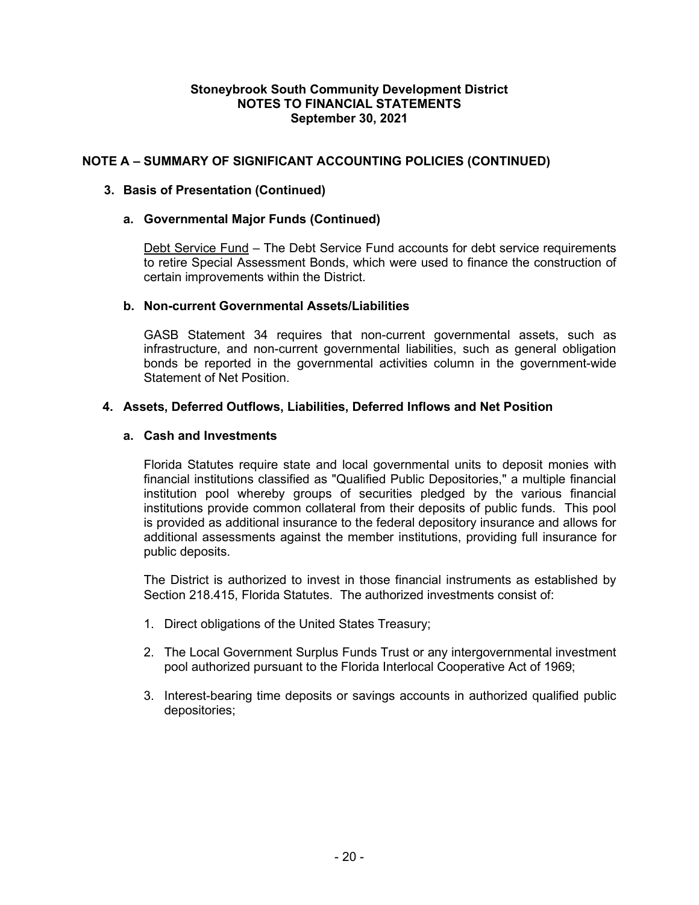**Stoneybrook South Community Development District**
**NOTES TO FINANCIAL STATEMENTS**
**September 30, 2021**

## NOTE A – SUMMARY OF SIGNIFICANT ACCOUNTING POLICIES (CONTINUED)

### 3. Basis of Presentation (Continued)

#### a. Governmental Major Funds (Continued)

Debt Service Fund – The Debt Service Fund accounts for debt service requirements to retire Special Assessment Bonds, which were used to finance the construction of certain improvements within the District.

#### b. Non-current Governmental Assets/Liabilities

GASB Statement 34 requires that non-current governmental assets, such as infrastructure, and non-current governmental liabilities, such as general obligation bonds be reported in the governmental activities column in the government-wide Statement of Net Position.

### 4. Assets, Deferred Outflows, Liabilities, Deferred Inflows and Net Position

#### a. Cash and Investments

Florida Statutes require state and local governmental units to deposit monies with financial institutions classified as "Qualified Public Depositories," a multiple financial institution pool whereby groups of securities pledged by the various financial institutions provide common collateral from their deposits of public funds. This pool is provided as additional insurance to the federal depository insurance and allows for additional assessments against the member institutions, providing full insurance for public deposits.

The District is authorized to invest in those financial instruments as established by Section 218.415, Florida Statutes. The authorized investments consist of:

1. Direct obligations of the United States Treasury;
2. The Local Government Surplus Funds Trust or any intergovernmental investment pool authorized pursuant to the Florida Interlocal Cooperative Act of 1969;
3. Interest-bearing time deposits or savings accounts in authorized qualified public depositories;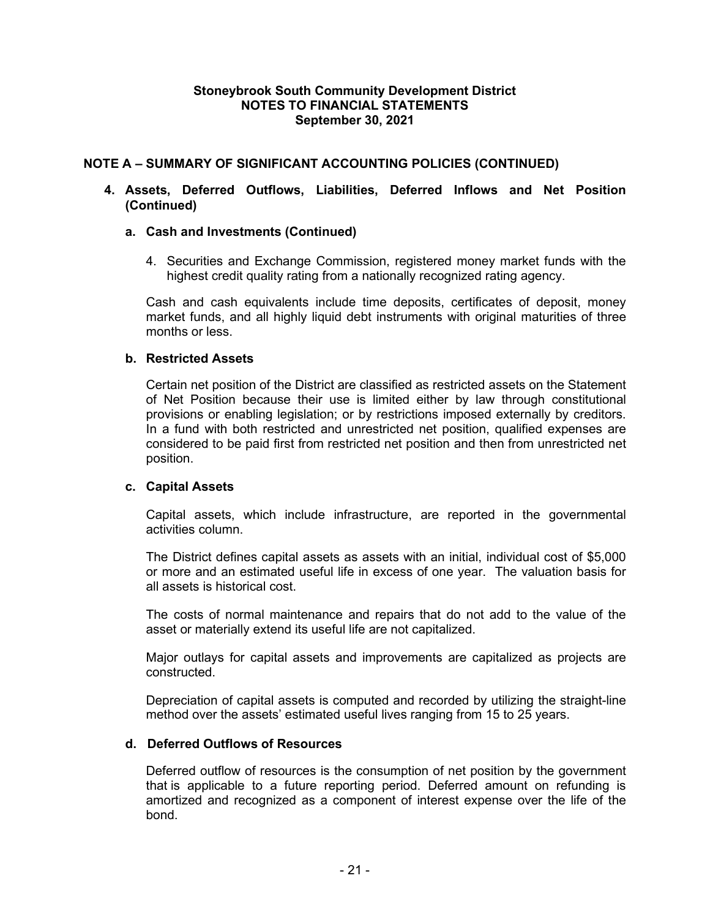**Stoneybrook South Community Development District**
**NOTES TO FINANCIAL STATEMENTS**
**September 30, 2021**

## NOTE A – SUMMARY OF SIGNIFICANT ACCOUNTING POLICIES (CONTINUED)

### 4. Assets, Deferred Outflows, Liabilities, Deferred Inflows and Net Position (Continued)

#### a. Cash and Investments (Continued)

4. Securities and Exchange Commission, registered money market funds with the highest credit quality rating from a nationally recognized rating agency.

Cash and cash equivalents include time deposits, certificates of deposit, money market funds, and all highly liquid debt instruments with original maturities of three months or less.

#### b. Restricted Assets

Certain net position of the District are classified as restricted assets on the Statement of Net Position because their use is limited either by law through constitutional provisions or enabling legislation; or by restrictions imposed externally by creditors. In a fund with both restricted and unrestricted net position, qualified expenses are considered to be paid first from restricted net position and then from unrestricted net position.

#### c. Capital Assets

Capital assets, which include infrastructure, are reported in the governmental activities column.

The District defines capital assets as assets with an initial, individual cost of $5,000 or more and an estimated useful life in excess of one year. The valuation basis for all assets is historical cost.

The costs of normal maintenance and repairs that do not add to the value of the asset or materially extend its useful life are not capitalized.

Major outlays for capital assets and improvements are capitalized as projects are constructed.

Depreciation of capital assets is computed and recorded by utilizing the straight-line method over the assets' estimated useful lives ranging from 15 to 25 years.

#### d. Deferred Outflows of Resources

Deferred outflow of resources is the consumption of net position by the government that is applicable to a future reporting period. Deferred amount on refunding is amortized and recognized as a component of interest expense over the life of the bond.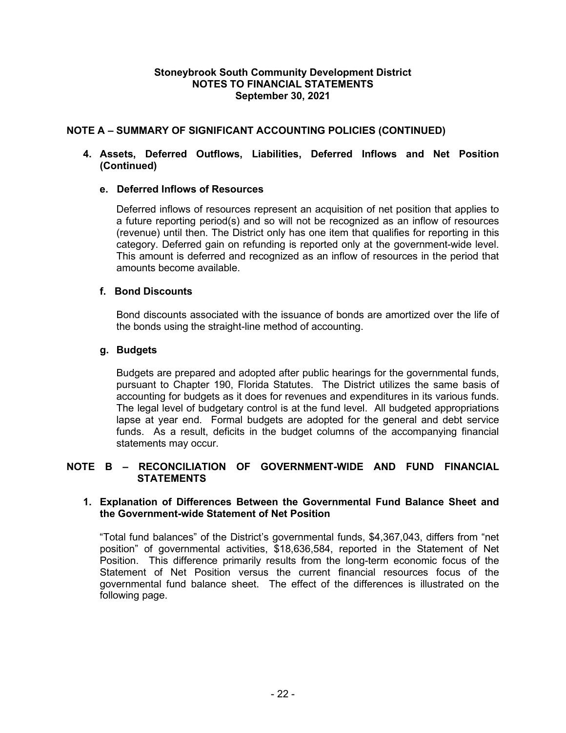# NOTE A – SUMMARY OF SIGNIFICANT ACCOUNTING POLICIES (CONTINUED)

## 4. Assets, Deferred Outflows, Liabilities, Deferred Inflows and Net Position (Continued)

### e. Deferred Inflows of Resources

Deferred inflows of resources represent an acquisition of net position that applies to a future reporting period(s) and so will not be recognized as an inflow of resources (revenue) until then. The District only has one item that qualifies for reporting in this category. Deferred gain on refunding is reported only at the government-wide level. This amount is deferred and recognized as an inflow of resources in the period that amounts become available.

### f. Bond Discounts

Bond discounts associated with the issuance of bonds are amortized over the life of the bonds using the straight-line method of accounting.

### g. Budgets

Budgets are prepared and adopted after public hearings for the governmental funds, pursuant to Chapter 190, Florida Statutes. The District utilizes the same basis of accounting for budgets as it does for revenues and expenditures in its various funds. The legal level of budgetary control is at the fund level. All budgeted appropriations lapse at year end. Formal budgets are adopted for the general and debt service funds. As a result, deficits in the budget columns of the accompanying financial statements may occur.

# NOTE B – RECONCILIATION OF GOVERNMENT-WIDE AND FUND FINANCIAL STATEMENTS

## 1. Explanation of Differences Between the Governmental Fund Balance Sheet and the Government-wide Statement of Net Position

"Total fund balances" of the District's governmental funds, $4,367,043, differs from "net position" of governmental activities, $18,636,584, reported in the Statement of Net Position. This difference primarily results from the long-term economic focus of the Statement of Net Position versus the current financial resources focus of the governmental fund balance sheet. The effect of the differences is illustrated on the following page.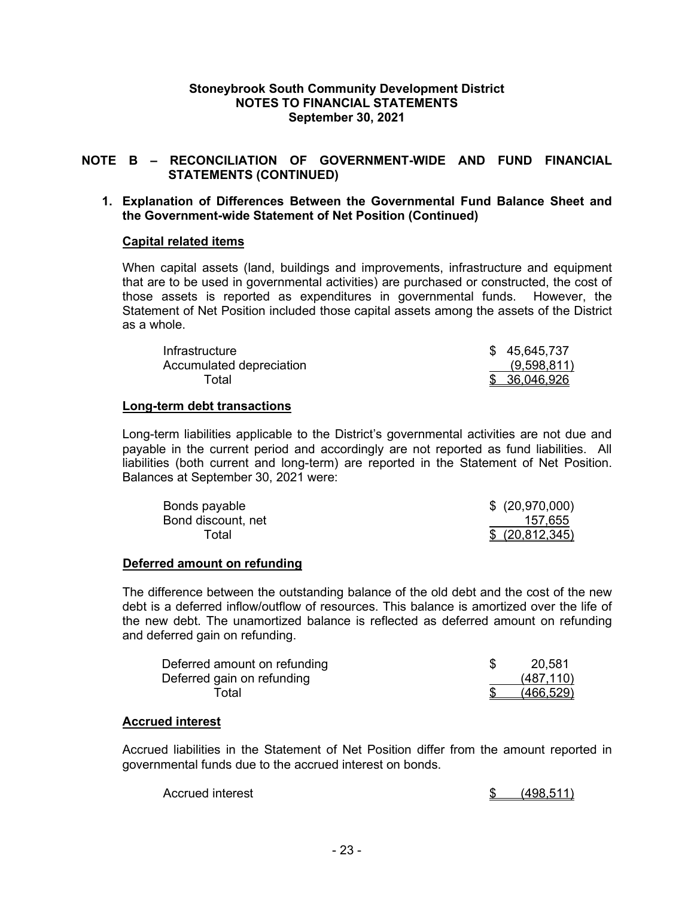**Stoneybrook South Community Development District**
**NOTES TO FINANCIAL STATEMENTS**
**September 30, 2021**

## NOTE B – RECONCILIATION OF GOVERNMENT-WIDE AND FUND FINANCIAL STATEMENTS (CONTINUED)

### 1. Explanation of Differences Between the Governmental Fund Balance Sheet and the Government-wide Statement of Net Position (Continued)

**Capital related items**

When capital assets (land, buildings and improvements, infrastructure and equipment that are to be used in governmental activities) are purchased or constructed, the cost of those assets is reported as expenditures in governmental funds. However, the Statement of Net Position included those capital assets among the assets of the District as a whole.

| | |
|---|---|
| Infrastructure | $ 45,645,737 |
| Accumulated depreciation | (9,598,811) |
| Total | $ 36,046,926 |

**Long-term debt transactions**

Long-term liabilities applicable to the District's governmental activities are not due and payable in the current period and accordingly are not reported as fund liabilities. All liabilities (both current and long-term) are reported in the Statement of Net Position. Balances at September 30, 2021 were:

| | |
|---|---|
| Bonds payable | $ (20,970,000) |
| Bond discount, net | 157,655 |
| Total | $ (20,812,345) |

**Deferred amount on refunding**

The difference between the outstanding balance of the old debt and the cost of the new debt is a deferred inflow/outflow of resources. This balance is amortized over the life of the new debt. The unamortized balance is reflected as deferred amount on refunding and deferred gain on refunding.

| | |
|---|---|
| Deferred amount on refunding | $ 20,581 |
| Deferred gain on refunding | (487,110) |
| Total | $ (466,529) |

**Accrued interest**

Accrued liabilities in the Statement of Net Position differ from the amount reported in governmental funds due to the accrued interest on bonds.

| | |
|---|---|
| Accrued interest | $ (498,511) |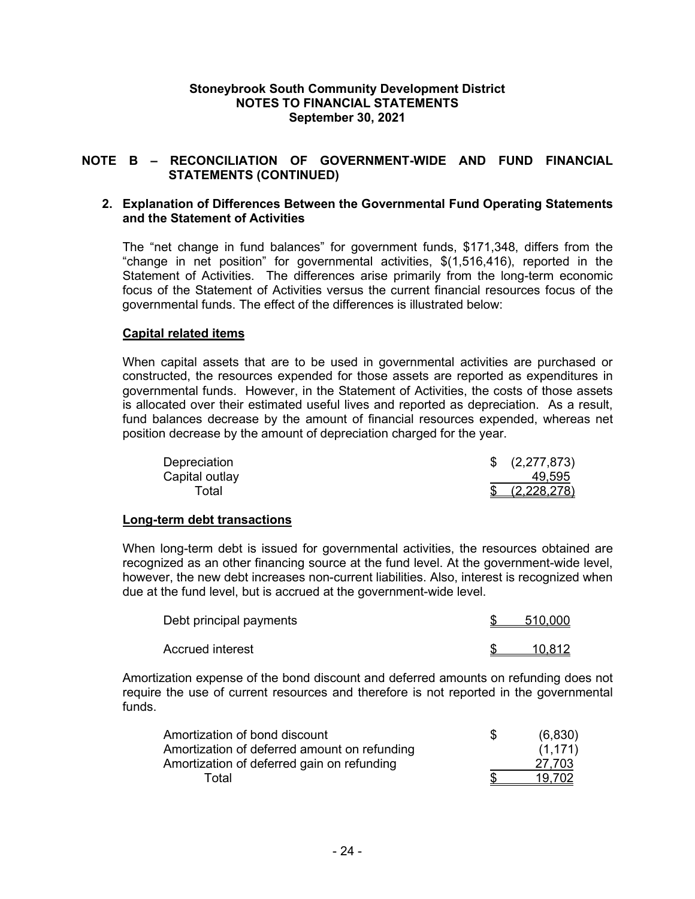**Stoneybrook South Community Development District**
**NOTES TO FINANCIAL STATEMENTS**
**September 30, 2021**

## NOTE B – RECONCILIATION OF GOVERNMENT-WIDE AND FUND FINANCIAL STATEMENTS (CONTINUED)

### 2. Explanation of Differences Between the Governmental Fund Operating Statements and the Statement of Activities

The "net change in fund balances" for government funds, $171,348, differs from the "change in net position" for governmental activities, $(1,516,416), reported in the Statement of Activities. The differences arise primarily from the long-term economic focus of the Statement of Activities versus the current financial resources focus of the governmental funds. The effect of the differences is illustrated below:

**Capital related items**

When capital assets that are to be used in governmental activities are purchased or constructed, the resources expended for those assets are reported as expenditures in governmental funds. However, in the Statement of Activities, the costs of those assets is allocated over their estimated useful lives and reported as depreciation. As a result, fund balances decrease by the amount of financial resources expended, whereas net position decrease by the amount of depreciation charged for the year.

| | |
|---|---|
| Depreciation | $ (2,277,873) |
| Capital outlay | 49,595 |
| Total | $ (2,228,278) |

**Long-term debt transactions**

When long-term debt is issued for governmental activities, the resources obtained are recognized as an other financing source at the fund level. At the government-wide level, however, the new debt increases non-current liabilities. Also, interest is recognized when due at the fund level, but is accrued at the government-wide level.

| | |
|---|---|
| Debt principal payments | $ 510,000 |
| Accrued interest | $ 10,812 |

Amortization expense of the bond discount and deferred amounts on refunding does not require the use of current resources and therefore is not reported in the governmental funds.

| | |
|---|---|
| Amortization of bond discount | $ (6,830) |
| Amortization of deferred amount on refunding | (1,171) |
| Amortization of deferred gain on refunding | 27,703 |
| Total | $ 19,702 |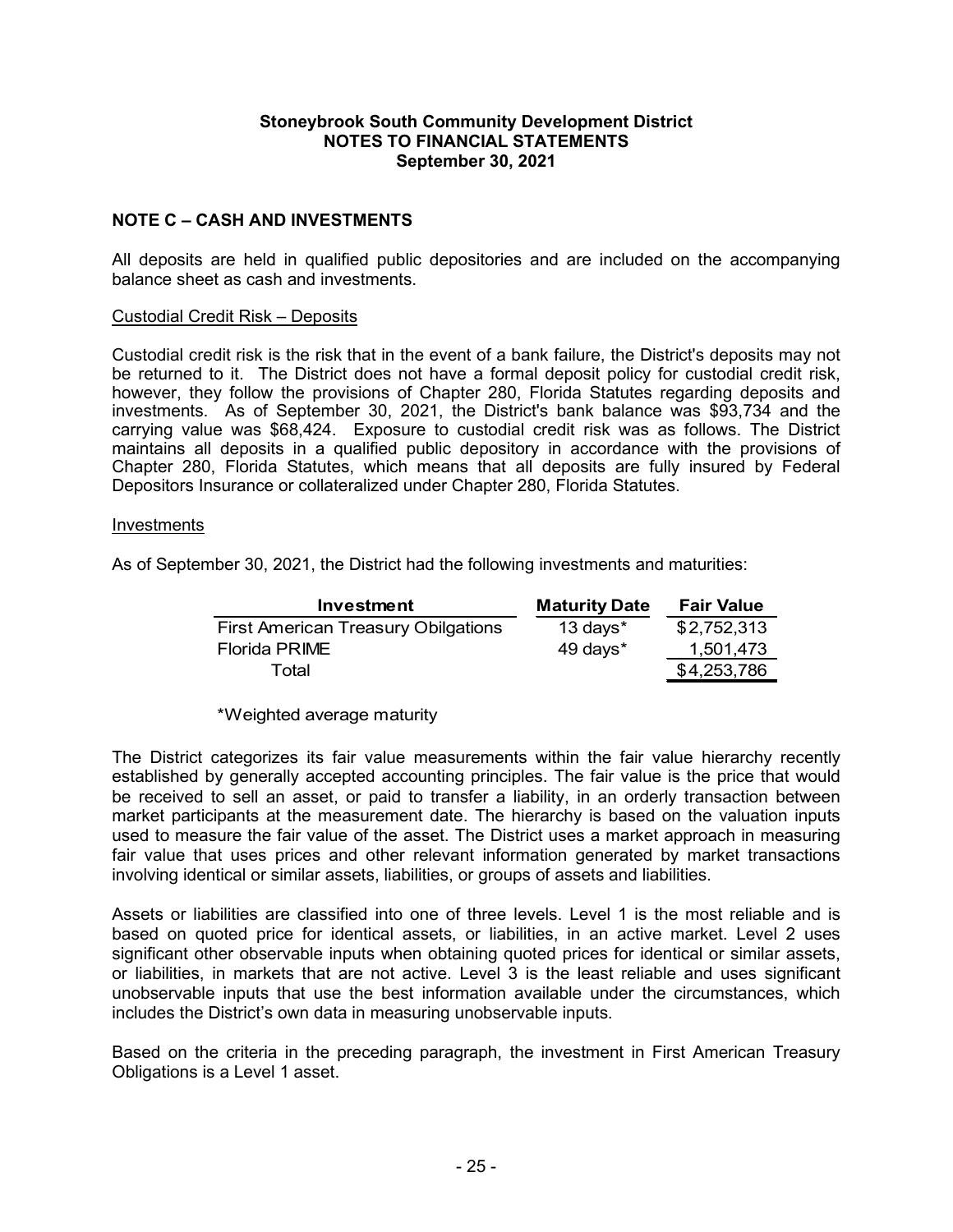**Stoneybrook South Community Development District**
**NOTES TO FINANCIAL STATEMENTS**
**September 30, 2021**

## NOTE C – CASH AND INVESTMENTS

All deposits are held in qualified public depositories and are included on the accompanying balance sheet as cash and investments.

### Custodial Credit Risk – Deposits

Custodial credit risk is the risk that in the event of a bank failure, the District's deposits may not be returned to it. The District does not have a formal deposit policy for custodial credit risk, however, they follow the provisions of Chapter 280, Florida Statutes regarding deposits and investments. As of September 30, 2021, the District's bank balance was $93,734 and the carrying value was $68,424. Exposure to custodial credit risk was as follows. The District maintains all deposits in a qualified public depository in accordance with the provisions of Chapter 280, Florida Statutes, which means that all deposits are fully insured by Federal Depositors Insurance or collateralized under Chapter 280, Florida Statutes.

### Investments

As of September 30, 2021, the District had the following investments and maturities:

| Investment | Maturity Date | Fair Value |
|---|---|---|
| First American Treasury Obilgations | 13 days* | $2,752,313 |
| Florida PRIME | 49 days* | 1,501,473 |
| Total | | $4,253,786 |

*Weighted average maturity

The District categorizes its fair value measurements within the fair value hierarchy recently established by generally accepted accounting principles. The fair value is the price that would be received to sell an asset, or paid to transfer a liability, in an orderly transaction between market participants at the measurement date. The hierarchy is based on the valuation inputs used to measure the fair value of the asset. The District uses a market approach in measuring fair value that uses prices and other relevant information generated by market transactions involving identical or similar assets, liabilities, or groups of assets and liabilities.

Assets or liabilities are classified into one of three levels. Level 1 is the most reliable and is based on quoted price for identical assets, or liabilities, in an active market. Level 2 uses significant other observable inputs when obtaining quoted prices for identical or similar assets, or liabilities, in markets that are not active. Level 3 is the least reliable and uses significant unobservable inputs that use the best information available under the circumstances, which includes the District's own data in measuring unobservable inputs.

Based on the criteria in the preceding paragraph, the investment in First American Treasury Obligations is a Level 1 asset.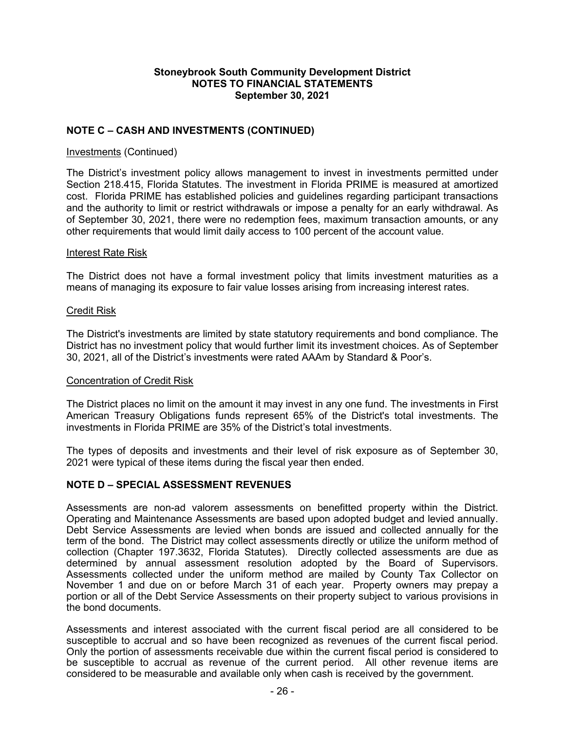## NOTE C – CASH AND INVESTMENTS (CONTINUED)

Investments (Continued)

The District's investment policy allows management to invest in investments permitted under Section 218.415, Florida Statutes. The investment in Florida PRIME is measured at amortized cost. Florida PRIME has established policies and guidelines regarding participant transactions and the authority to limit or restrict withdrawals or impose a penalty for an early withdrawal. As of September 30, 2021, there were no redemption fees, maximum transaction amounts, or any other requirements that would limit daily access to 100 percent of the account value.

Interest Rate Risk

The District does not have a formal investment policy that limits investment maturities as a means of managing its exposure to fair value losses arising from increasing interest rates.

Credit Risk

The District's investments are limited by state statutory requirements and bond compliance. The District has no investment policy that would further limit its investment choices. As of September 30, 2021, all of the District's investments were rated AAAm by Standard & Poor's.

Concentration of Credit Risk

The District places no limit on the amount it may invest in any one fund. The investments in First American Treasury Obligations funds represent 65% of the District's total investments. The investments in Florida PRIME are 35% of the District's total investments.

The types of deposits and investments and their level of risk exposure as of September 30, 2021 were typical of these items during the fiscal year then ended.

## NOTE D – SPECIAL ASSESSMENT REVENUES

Assessments are non-ad valorem assessments on benefitted property within the District. Operating and Maintenance Assessments are based upon adopted budget and levied annually. Debt Service Assessments are levied when bonds are issued and collected annually for the term of the bond. The District may collect assessments directly or utilize the uniform method of collection (Chapter 197.3632, Florida Statutes). Directly collected assessments are due as determined by annual assessment resolution adopted by the Board of Supervisors. Assessments collected under the uniform method are mailed by County Tax Collector on November 1 and due on or before March 31 of each year. Property owners may prepay a portion or all of the Debt Service Assessments on their property subject to various provisions in the bond documents.

Assessments and interest associated with the current fiscal period are all considered to be susceptible to accrual and so have been recognized as revenues of the current fiscal period. Only the portion of assessments receivable due within the current fiscal period is considered to be susceptible to accrual as revenue of the current period. All other revenue items are considered to be measurable and available only when cash is received by the government.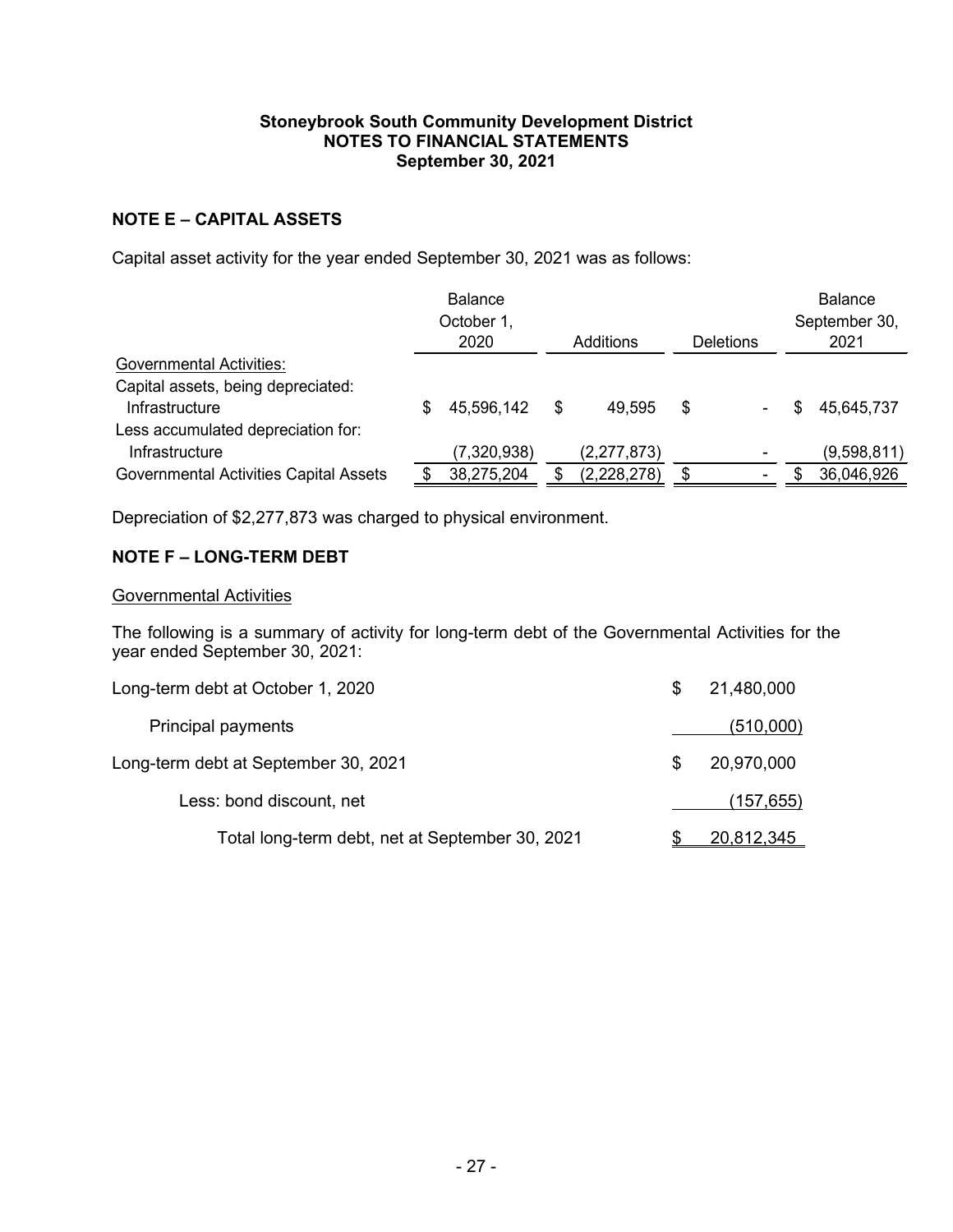**Stoneybrook South Community Development District**
**NOTES TO FINANCIAL STATEMENTS**
**September 30, 2021**

## NOTE E – CAPITAL ASSETS

Capital asset activity for the year ended September 30, 2021 was as follows:

| | Balance October 1, 2020 | Additions | Deletions | Balance September 30, 2021 |
|---|---|---|---|---|
| Governmental Activities: | | | | |
| Capital assets, being depreciated: | | | | |
| Infrastructure | $ 45,596,142 | $ 49,595 | $ - | $ 45,645,737 |
| Less accumulated depreciation for: | | | | |
| Infrastructure | (7,320,938) | (2,277,873) | - | (9,598,811) |
| Governmental Activities Capital Assets | $ 38,275,204 | $ (2,228,278) | $ - | $ 36,046,926 |

Depreciation of $2,277,873 was charged to physical environment.

## NOTE F – LONG-TERM DEBT

Governmental Activities

The following is a summary of activity for long-term debt of the Governmental Activities for the year ended September 30, 2021:

| | |
|---|---|
| Long-term debt at October 1, 2020 | $ 21,480,000 |
| Principal payments | (510,000) |
| Long-term debt at September 30, 2021 | $ 20,970,000 |
| Less: bond discount, net | (157,655) |
| Total long-term debt, net at September 30, 2021 | $ 20,812,345 |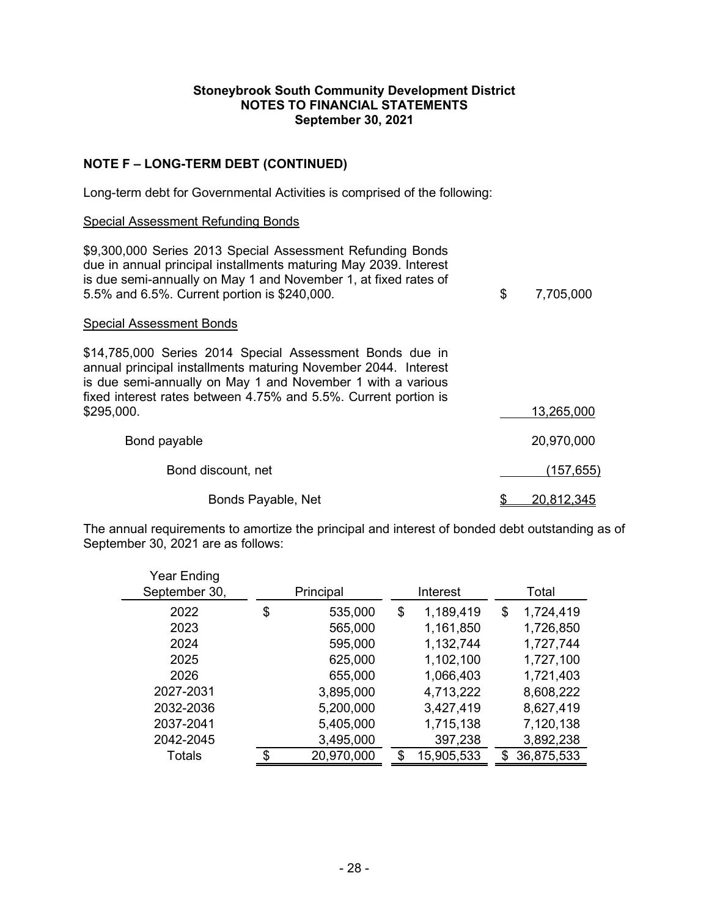Stoneybrook South Community Development District
NOTES TO FINANCIAL STATEMENTS
September 30, 2021

## NOTE F – LONG-TERM DEBT (CONTINUED)

Long-term debt for Governmental Activities is comprised of the following:

Special Assessment Refunding Bonds

| | |
|---|---|
| $9,300,000 Series 2013 Special Assessment Refunding Bonds due in annual principal installments maturing May 2039. Interest is due semi-annually on May 1 and November 1, at fixed rates of 5.5% and 6.5%. Current portion is $240,000. | $ 7,705,000 |
| **Special Assessment Bonds** | |
| $14,785,000 Series 2014 Special Assessment Bonds due in annual principal installments maturing November 2044. Interest is due semi-annually on May 1 and November 1 with a various fixed interest rates between 4.75% and 5.5%. Current portion is $295,000. | 13,265,000 |
| Bond payable | 20,970,000 |
| Bond discount, net | (157,655) |
| Bonds Payable, Net | $ 20,812,345 |

The annual requirements to amortize the principal and interest of bonded debt outstanding as of September 30, 2021 are as follows:

| Year Ending September 30, | Principal | Interest | Total |
|---|---|---|---|
| 2022 | $ 535,000 | $ 1,189,419 | $ 1,724,419 |
| 2023 | 565,000 | 1,161,850 | 1,726,850 |
| 2024 | 595,000 | 1,132,744 | 1,727,744 |
| 2025 | 625,000 | 1,102,100 | 1,727,100 |
| 2026 | 655,000 | 1,066,403 | 1,721,403 |
| 2027-2031 | 3,895,000 | 4,713,222 | 8,608,222 |
| 2032-2036 | 5,200,000 | 3,427,419 | 8,627,419 |
| 2037-2041 | 5,405,000 | 1,715,138 | 7,120,138 |
| 2042-2045 | 3,495,000 | 397,238 | 3,892,238 |
| Totals | $ 20,970,000 | $ 15,905,533 | $ 36,875,533 |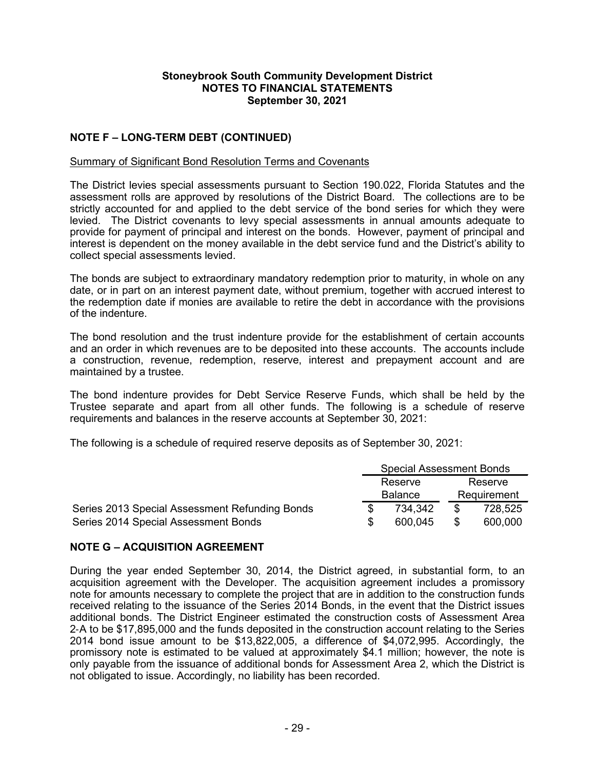## NOTE F – LONG-TERM DEBT (CONTINUED)

Summary of Significant Bond Resolution Terms and Covenants

The District levies special assessments pursuant to Section 190.022, Florida Statutes and the assessment rolls are approved by resolutions of the District Board. The collections are to be strictly accounted for and applied to the debt service of the bond series for which they were levied. The District covenants to levy special assessments in annual amounts adequate to provide for payment of principal and interest on the bonds. However, payment of principal and interest is dependent on the money available in the debt service fund and the District's ability to collect special assessments levied.

The bonds are subject to extraordinary mandatory redemption prior to maturity, in whole on any date, or in part on an interest payment date, without premium, together with accrued interest to the redemption date if monies are available to retire the debt in accordance with the provisions of the indenture.

The bond resolution and the trust indenture provide for the establishment of certain accounts and an order in which revenues are to be deposited into these accounts. The accounts include a construction, revenue, redemption, reserve, interest and prepayment account and are maintained by a trustee.

The bond indenture provides for Debt Service Reserve Funds, which shall be held by the Trustee separate and apart from all other funds. The following is a schedule of reserve requirements and balances in the reserve accounts at September 30, 2021:

The following is a schedule of required reserve deposits as of September 30, 2021:

| | Special Assessment Bonds | |
|---|---|---|
| | Reserve Balance | Reserve Requirement |
| Series 2013 Special Assessment Refunding Bonds | $ 734,342 | $ 728,525 |
| Series 2014 Special Assessment Bonds | $ 600,045 | $ 600,000 |

## NOTE G – ACQUISITION AGREEMENT

During the year ended September 30, 2014, the District agreed, in substantial form, to an acquisition agreement with the Developer. The acquisition agreement includes a promissory note for amounts necessary to complete the project that are in addition to the construction funds received relating to the issuance of the Series 2014 Bonds, in the event that the District issues additional bonds. The District Engineer estimated the construction costs of Assessment Area 2-A to be $17,895,000 and the funds deposited in the construction account relating to the Series 2014 bond issue amount to be $13,822,005, a difference of $4,072,995. Accordingly, the promissory note is estimated to be valued at approximately $4.1 million; however, the note is only payable from the issuance of additional bonds for Assessment Area 2, which the District is not obligated to issue. Accordingly, no liability has been recorded.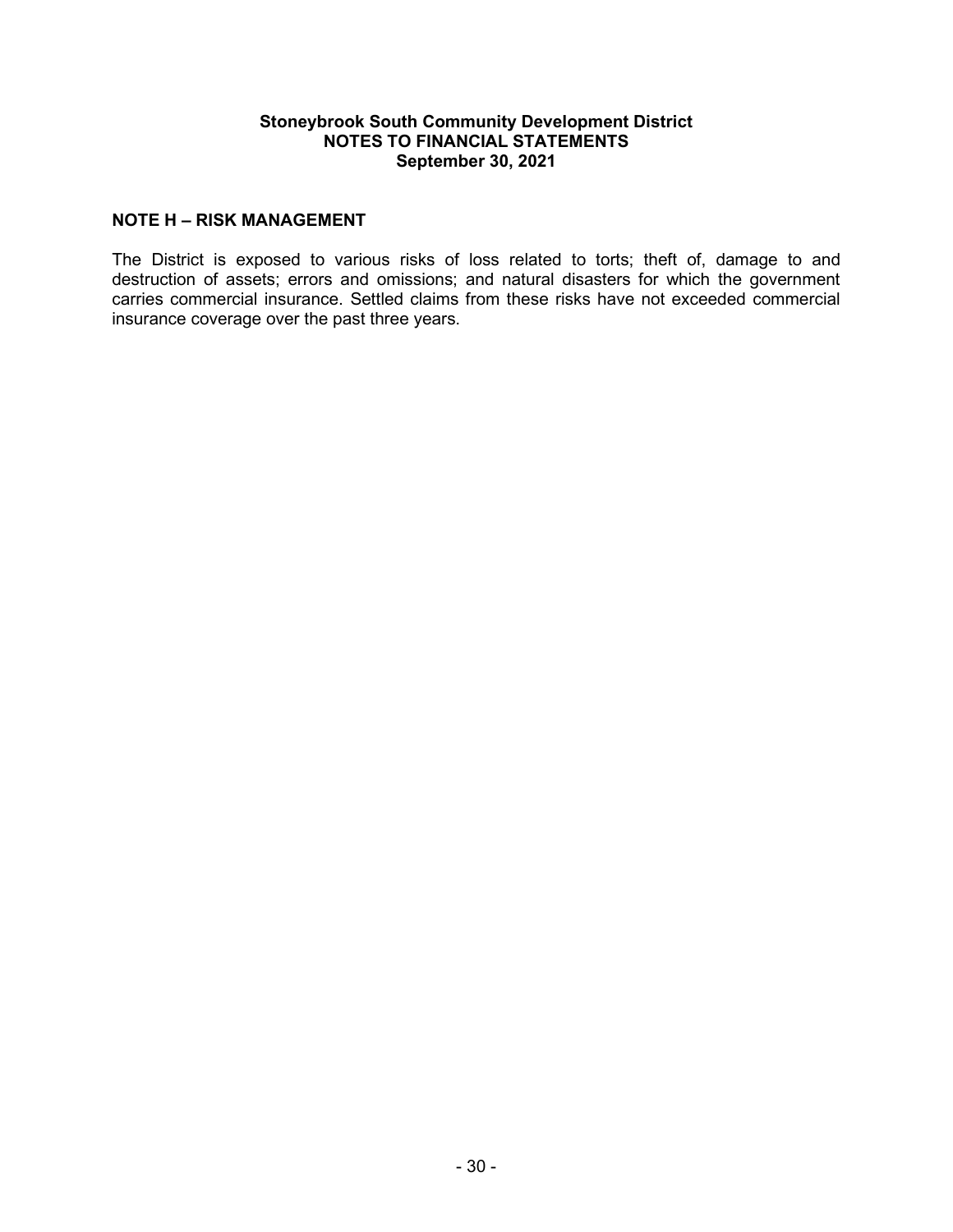## NOTE H – RISK MANAGEMENT

The District is exposed to various risks of loss related to torts; theft of, damage to and destruction of assets; errors and omissions; and natural disasters for which the government carries commercial insurance. Settled claims from these risks have not exceeded commercial insurance coverage over the past three years.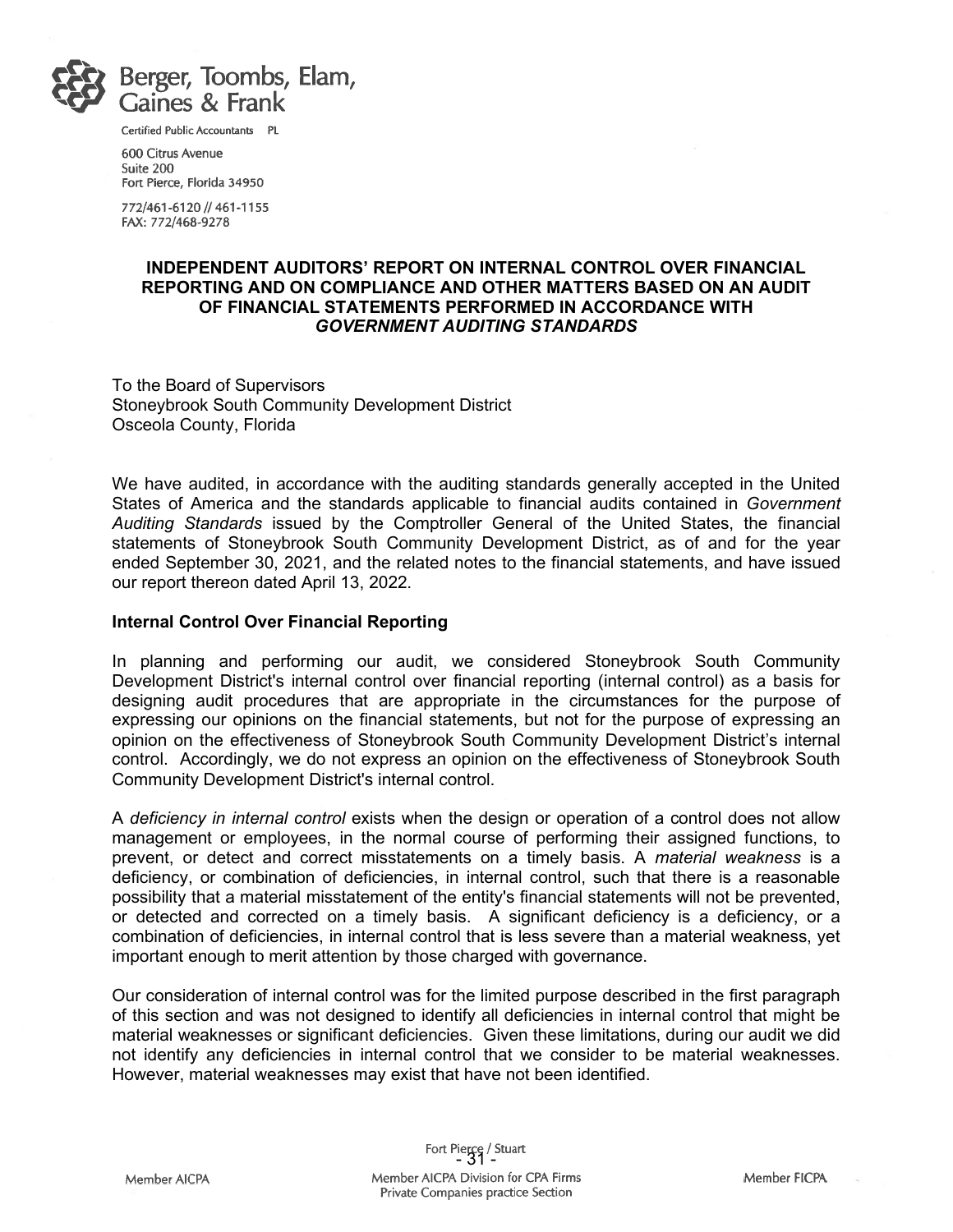Berger, Toombs, Elam, Gaines & Frank

Certified Public Accountants PL

600 Citrus Avenue
Suite 200
Fort Pierce, Florida 34950

772/461-6120 // 461-1155
FAX: 772/468-9278

# INDEPENDENT AUDITORS' REPORT ON INTERNAL CONTROL OVER FINANCIAL REPORTING AND ON COMPLIANCE AND OTHER MATTERS BASED ON AN AUDIT OF FINANCIAL STATEMENTS PERFORMED IN ACCORDANCE WITH *GOVERNMENT AUDITING STANDARDS*

To the Board of Supervisors
Stoneybrook South Community Development District
Osceola County, Florida

We have audited, in accordance with the auditing standards generally accepted in the United States of America and the standards applicable to financial audits contained in *Government Auditing Standards* issued by the Comptroller General of the United States, the financial statements of Stoneybrook South Community Development District, as of and for the year ended September 30, 2021, and the related notes to the financial statements, and have issued our report thereon dated April 13, 2022.

**Internal Control Over Financial Reporting**

In planning and performing our audit, we considered Stoneybrook South Community Development District's internal control over financial reporting (internal control) as a basis for designing audit procedures that are appropriate in the circumstances for the purpose of expressing our opinions on the financial statements, but not for the purpose of expressing an opinion on the effectiveness of Stoneybrook South Community Development District's internal control. Accordingly, we do not express an opinion on the effectiveness of Stoneybrook South Community Development District's internal control.

A *deficiency in internal control* exists when the design or operation of a control does not allow management or employees, in the normal course of performing their assigned functions, to prevent, or detect and correct misstatements on a timely basis. A *material weakness* is a deficiency, or combination of deficiencies, in internal control, such that there is a reasonable possibility that a material misstatement of the entity's financial statements will not be prevented, or detected and corrected on a timely basis. A significant deficiency is a deficiency, or a combination of deficiencies, in internal control that is less severe than a material weakness, yet important enough to merit attention by those charged with governance.

Our consideration of internal control was for the limited purpose described in the first paragraph of this section and was not designed to identify all deficiencies in internal control that might be material weaknesses or significant deficiencies. Given these limitations, during our audit we did not identify any deficiencies in internal control that we consider to be material weaknesses. However, material weaknesses may exist that have not been identified.

Fort Pierce / Stuart

Member AICPA | Member AICPA Division for CPA Firms Private Companies practice Section | Member FICPA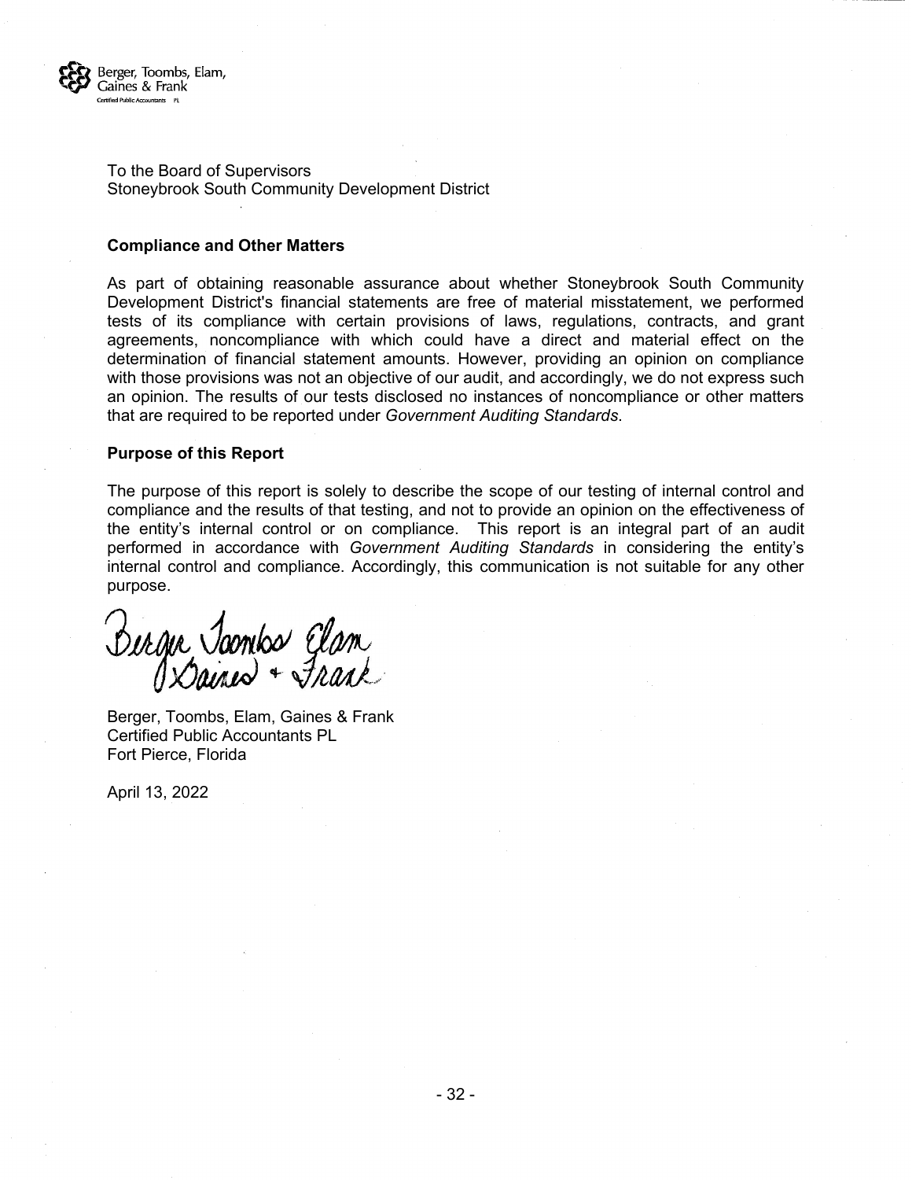Berger, Toombs, Elam, Gaines & Frank
Certified Public Accountants PL

To the Board of Supervisors
Stoneybrook South Community Development District

**Compliance and Other Matters**

As part of obtaining reasonable assurance about whether Stoneybrook South Community Development District's financial statements are free of material misstatement, we performed tests of its compliance with certain provisions of laws, regulations, contracts, and grant agreements, noncompliance with which could have a direct and material effect on the determination of financial statement amounts. However, providing an opinion on compliance with those provisions was not an objective of our audit, and accordingly, we do not express such an opinion. The results of our tests disclosed no instances of noncompliance or other matters that are required to be reported under *Government Auditing Standards*.

**Purpose of this Report**

The purpose of this report is solely to describe the scope of our testing of internal control and compliance and the results of that testing, and not to provide an opinion on the effectiveness of the entity's internal control or on compliance. This report is an integral part of an audit performed in accordance with *Government Auditing Standards* in considering the entity's internal control and compliance. Accordingly, this communication is not suitable for any other purpose.

Berger Toombs Elam Gaines + Frank

Berger, Toombs, Elam, Gaines & Frank
Certified Public Accountants PL
Fort Pierce, Florida

April 13, 2022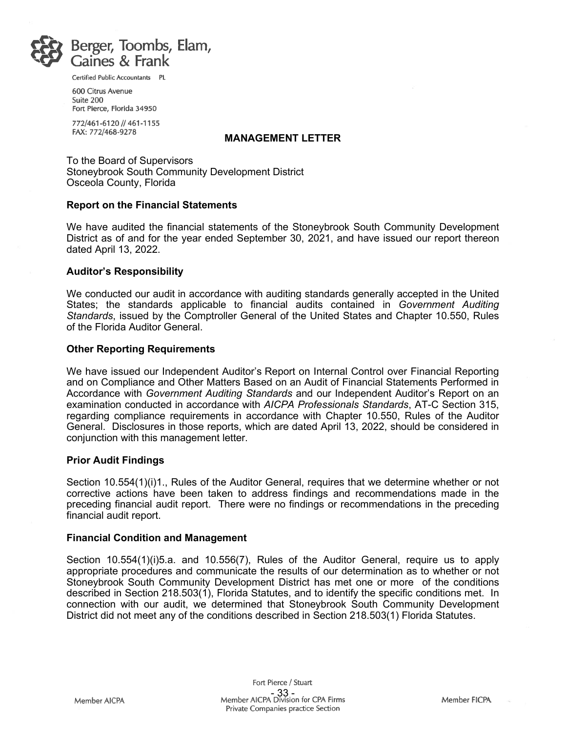Berger, Toombs, Elam, Gaines & Frank

Certified Public Accountants PL

600 Citrus Avenue
Suite 200
Fort Pierce, Florida 34950

772/461-6120 // 461-1155
FAX: 772/468-9278

# MANAGEMENT LETTER

To the Board of Supervisors
Stoneybrook South Community Development District
Osceola County, Florida

**Report on the Financial Statements**

We have audited the financial statements of the Stoneybrook South Community Development District as of and for the year ended September 30, 2021, and have issued our report thereon dated April 13, 2022.

**Auditor's Responsibility**

We conducted our audit in accordance with auditing standards generally accepted in the United States; the standards applicable to financial audits contained in *Government Auditing Standards*, issued by the Comptroller General of the United States and Chapter 10.550, Rules of the Florida Auditor General.

**Other Reporting Requirements**

We have issued our Independent Auditor's Report on Internal Control over Financial Reporting and on Compliance and Other Matters Based on an Audit of Financial Statements Performed in Accordance with *Government Auditing Standards* and our Independent Auditor's Report on an examination conducted in accordance with *AICPA Professionals Standards*, AT-C Section 315, regarding compliance requirements in accordance with Chapter 10.550, Rules of the Auditor General. Disclosures in those reports, which are dated April 13, 2022, should be considered in conjunction with this management letter.

**Prior Audit Findings**

Section 10.554(1)(i)1., Rules of the Auditor General, requires that we determine whether or not corrective actions have been taken to address findings and recommendations made in the preceding financial audit report. There were no findings or recommendations in the preceding financial audit report.

**Financial Condition and Management**

Section 10.554(1)(i)5.a. and 10.556(7), Rules of the Auditor General, require us to apply appropriate procedures and communicate the results of our determination as to whether or not Stoneybrook South Community Development District has met one or more of the conditions described in Section 218.503(1), Florida Statutes, and to identify the specific conditions met. In connection with our audit, we determined that Stoneybrook South Community Development District did not meet any of the conditions described in Section 218.503(1) Florida Statutes.

Fort Pierce / Stuart

Member AICPA | Member AICPA Division for CPA Firms Private Companies practice Section | Member FICPA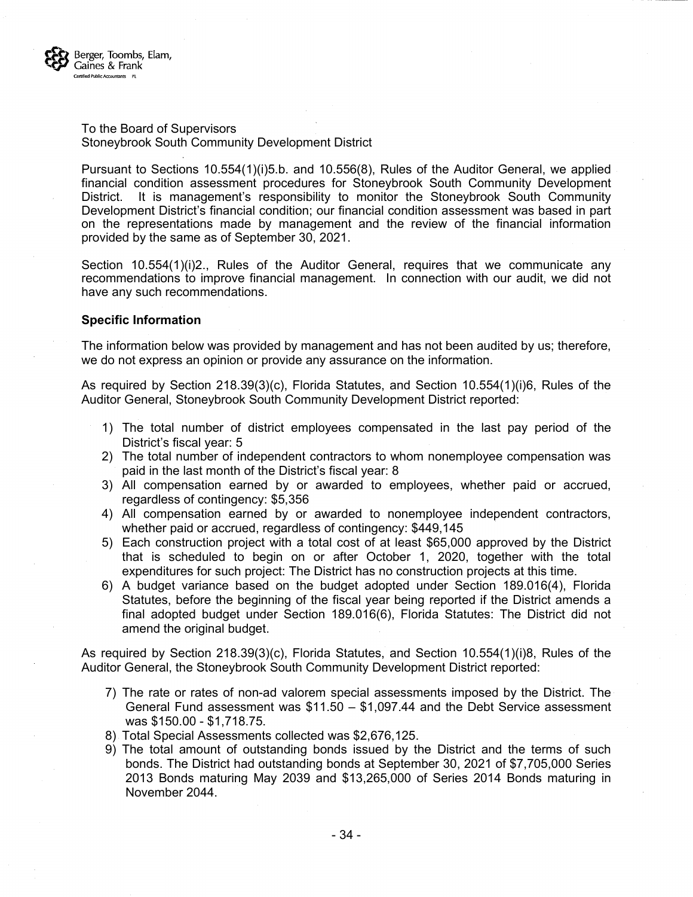Berger, Toombs, Elam, Gaines & Frank
Certified Public Accountants PL

To the Board of Supervisors
Stoneybrook South Community Development District

Pursuant to Sections 10.554(1)(i)5.b. and 10.556(8), Rules of the Auditor General, we applied financial condition assessment procedures for Stoneybrook South Community Development District. It is management's responsibility to monitor the Stoneybrook South Community Development District's financial condition; our financial condition assessment was based in part on the representations made by management and the review of the financial information provided by the same as of September 30, 2021.

Section 10.554(1)(i)2., Rules of the Auditor General, requires that we communicate any recommendations to improve financial management. In connection with our audit, we did not have any such recommendations.

**Specific Information**

The information below was provided by management and has not been audited by us; therefore, we do not express an opinion or provide any assurance on the information.

As required by Section 218.39(3)(c), Florida Statutes, and Section 10.554(1)(i)6, Rules of the Auditor General, Stoneybrook South Community Development District reported:

1) The total number of district employees compensated in the last pay period of the District's fiscal year: 5
2) The total number of independent contractors to whom nonemployee compensation was paid in the last month of the District's fiscal year: 8
3) All compensation earned by or awarded to employees, whether paid or accrued, regardless of contingency: $5,356
4) All compensation earned by or awarded to nonemployee independent contractors, whether paid or accrued, regardless of contingency: $449,145
5) Each construction project with a total cost of at least $65,000 approved by the District that is scheduled to begin on or after October 1, 2020, together with the total expenditures for such project: The District has no construction projects at this time.
6) A budget variance based on the budget adopted under Section 189.016(4), Florida Statutes, before the beginning of the fiscal year being reported if the District amends a final adopted budget under Section 189.016(6), Florida Statutes: The District did not amend the original budget.

As required by Section 218.39(3)(c), Florida Statutes, and Section 10.554(1)(i)8, Rules of the Auditor General, the Stoneybrook South Community Development District reported:

7) The rate or rates of non-ad valorem special assessments imposed by the District. The General Fund assessment was $11.50 – $1,097.44 and the Debt Service assessment was $150.00 - $1,718.75.
8) Total Special Assessments collected was $2,676,125.
9) The total amount of outstanding bonds issued by the District and the terms of such bonds. The District had outstanding bonds at September 30, 2021 of $7,705,000 Series 2013 Bonds maturing May 2039 and $13,265,000 of Series 2014 Bonds maturing in November 2044.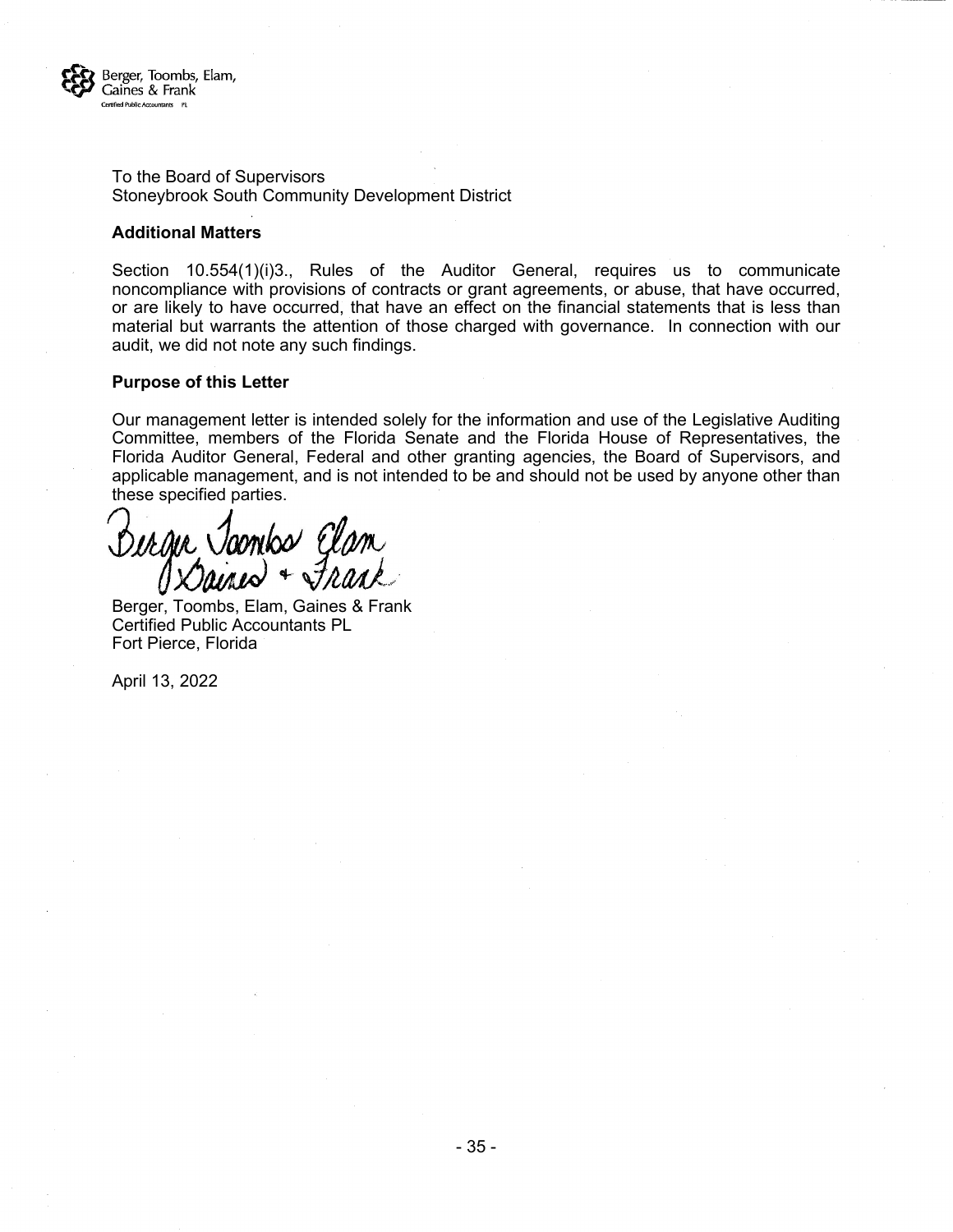Berger, Toombs, Elam, Gaines & Frank
Certified Public Accountants PL

To the Board of Supervisors
Stoneybrook South Community Development District

**Additional Matters**

Section 10.554(1)(i)3., Rules of the Auditor General, requires us to communicate noncompliance with provisions of contracts or grant agreements, or abuse, that have occurred, or are likely to have occurred, that have an effect on the financial statements that is less than material but warrants the attention of those charged with governance. In connection with our audit, we did not note any such findings.

**Purpose of this Letter**

Our management letter is intended solely for the information and use of the Legislative Auditing Committee, members of the Florida Senate and the Florida House of Representatives, the Florida Auditor General, Federal and other granting agencies, the Board of Supervisors, and applicable management, and is not intended to be and should not be used by anyone other than these specified parties.

Berger Toombs Elam Gaines + Frank

Berger, Toombs, Elam, Gaines & Frank
Certified Public Accountants PL
Fort Pierce, Florida

April 13, 2022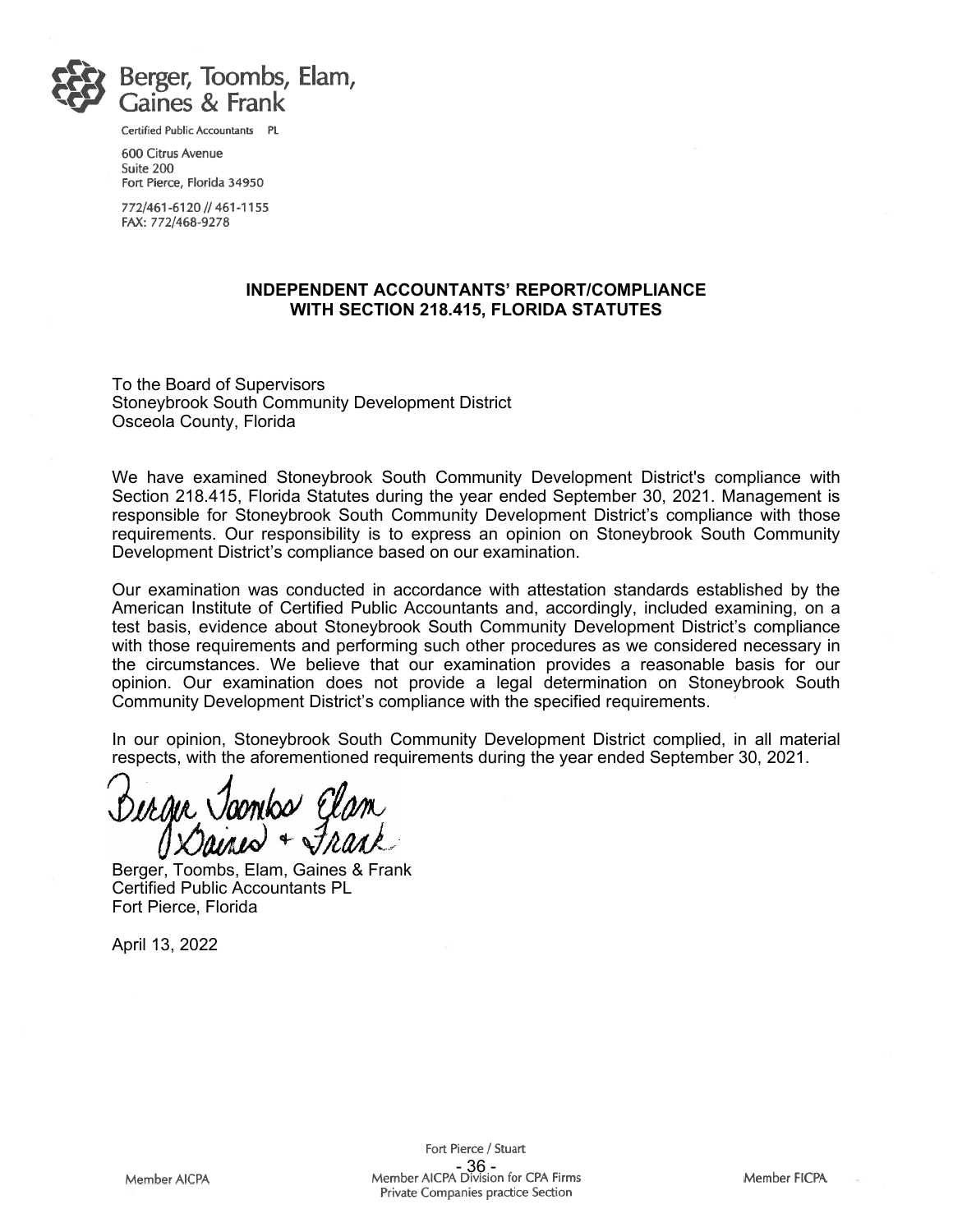Berger, Toombs, Elam, Gaines & Frank

Certified Public Accountants PL

600 Citrus Avenue
Suite 200
Fort Pierce, Florida 34950

772/461-6120 // 461-1155
FAX: 772/468-9278

**INDEPENDENT ACCOUNTANTS' REPORT/COMPLIANCE WITH SECTION 218.415, FLORIDA STATUTES**

To the Board of Supervisors
Stoneybrook South Community Development District
Osceola County, Florida

We have examined Stoneybrook South Community Development District's compliance with Section 218.415, Florida Statutes during the year ended September 30, 2021. Management is responsible for Stoneybrook South Community Development District's compliance with those requirements. Our responsibility is to express an opinion on Stoneybrook South Community Development District's compliance based on our examination.

Our examination was conducted in accordance with attestation standards established by the American Institute of Certified Public Accountants and, accordingly, included examining, on a test basis, evidence about Stoneybrook South Community Development District's compliance with those requirements and performing such other procedures as we considered necessary in the circumstances. We believe that our examination provides a reasonable basis for our opinion. Our examination does not provide a legal determination on Stoneybrook South Community Development District's compliance with the specified requirements.

In our opinion, Stoneybrook South Community Development District complied, in all material respects, with the aforementioned requirements during the year ended September 30, 2021.

Berger, Toombs, Elam, Gaines & Frank
Certified Public Accountants PL
Fort Pierce, Florida

April 13, 2022

Member AICPA

Fort Pierce / Stuart
Member AICPA Division for CPA Firms
Private Companies practice Section

Member FICPA